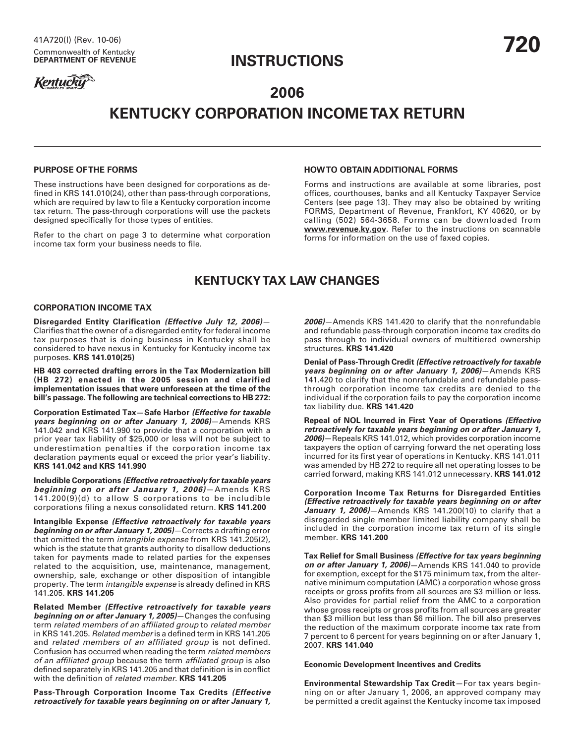41A720(I) (Rev. 10-06)
Commonwealth of Kentucky
**DEPARTMENT OF REVENUE**

# 720

# INSTRUCTIONS

# 2006
# KENTUCKY CORPORATION INCOME TAX RETURN

---

### PURPOSE OF THE FORMS

These instructions have been designed for corporations as defined in KRS 141.010(24), other than pass-through corporations, which are required by law to file a Kentucky corporation income tax return. The pass-through corporations will use the packets designed specifically for those types of entities.

Refer to the chart on page 3 to determine what corporation income tax form your business needs to file.

### HOW TO OBTAIN ADDITIONAL FORMS

Forms and instructions are available at some libraries, post offices, courthouses, banks and all Kentucky Taxpayer Service Centers (see page 13). They may also be obtained by writing FORMS, Department of Revenue, Frankfort, KY 40620, or by calling (502) 564-3658. Forms can be downloaded from **www.revenue.ky.gov**. Refer to the instructions on scannable forms for information on the use of faxed copies.

## KENTUCKY TAX LAW CHANGES

### CORPORATION INCOME TAX

**Disregarded Entity Clarification *(Effective July 12, 2006)***—Clarifies that the owner of a disregarded entity for federal income tax purposes that is doing business in Kentucky shall be considered to have nexus in Kentucky for Kentucky income tax purposes. **KRS 141.010(25)**

**HB 403 corrected drafting errors in the Tax Modernization bill (HB 272) enacted in the 2005 session and clarified implementation issues that were unforeseen at the time of the bill's passage. The following are technical corrections to HB 272:**

**Corporation Estimated Tax—Safe Harbor *(Effective for taxable years beginning on or after January 1, 2006)***—Amends KRS 141.042 and KRS 141.990 to provide that a corporation with a prior year tax liability of $25,000 or less will not be subject to underestimation penalties if the corporation income tax declaration payments equal or exceed the prior year's liability. **KRS 141.042 and KRS 141.990**

**Includible Corporations *(Effective retroactively for taxable years beginning on or after January 1, 2006)***—Amends KRS 141.200(9)(d) to allow S corporations to be includible corporations filing a nexus consolidated return. **KRS 141.200**

**Intangible Expense *(Effective retroactively for taxable years beginning on or after January 1, 2005)***—Corrects a drafting error that omitted the term *intangible expense* from KRS 141.205(2), which is the statute that grants authority to disallow deductions taken for payments made to related parties for the expenses related to the acquisition, use, maintenance, management, ownership, sale, exchange or other disposition of intangible property. The term *intangible expense* is already defined in KRS 141.205. **KRS 141.205**

**Related Member *(Effective retroactively for taxable years beginning on or after January 1, 2005)***—Changes the confusing term *related members of an affiliated group* to *related member* in KRS 141.205. *Related member* is a defined term in KRS 141.205 and *related members of an affiliated group* is not defined. Confusion has occurred when reading the term *related members of an affiliated group* because the term *affiliated group* is also defined separately in KRS 141.205 and that definition is in conflict with the definition of *related member*. **KRS 141.205**

**Pass-Through Corporation Income Tax Credits *(Effective retroactively for taxable years beginning on or after January 1, 2006)***—Amends KRS 141.420 to clarify that the nonrefundable and refundable pass-through corporation income tax credits do pass through to individual owners of multitiered ownership structures. **KRS 141.420**

**Denial of Pass-Through Credit *(Effective retroactively for taxable years beginning on or after January 1, 2006)***—Amends KRS 141.420 to clarify that the nonrefundable and refundable pass-through corporation income tax credits are denied to the individual if the corporation fails to pay the corporation income tax liability due. **KRS 141.420**

**Repeal of NOL Incurred in First Year of Operations *(Effective retroactively for taxable years beginning on or after January 1, 2006)***—Repeals KRS 141.012, which provides corporation income taxpayers the option of carrying forward the net operating loss incurred for its first year of operations in Kentucky. KRS 141.011 was amended by HB 272 to require all net operating losses to be carried forward, making KRS 141.012 unnecessary. **KRS 141.012**

**Corporation Income Tax Returns for Disregarded Entities *(Effective retroactively for taxable years beginning on or after January 1, 2006)***—Amends KRS 141.200(10) to clarify that a disregarded single member limited liability company shall be included in the corporation income tax return of its single member. **KRS 141.200**

**Tax Relief for Small Business *(Effective for tax years beginning on or after January 1, 2006)***—Amends KRS 141.040 to provide for exemption, except for the $175 minimum tax, from the alternative minimum computation (AMC) a corporation whose gross receipts or gross profits from all sources are $3 million or less. Also provides for partial relief from the AMC to a corporation whose gross receipts or gross profits from all sources are greater than $3 million but less than $6 million. The bill also preserves the reduction of the maximum corporate income tax rate from 7 percent to 6 percent for years beginning on or after January 1, 2007. **KRS 141.040**

### Economic Development Incentives and Credits

**Environmental Stewardship Tax Credit**—For tax years beginning on or after January 1, 2006, an approved company may be permitted a credit against the Kentucky income tax imposed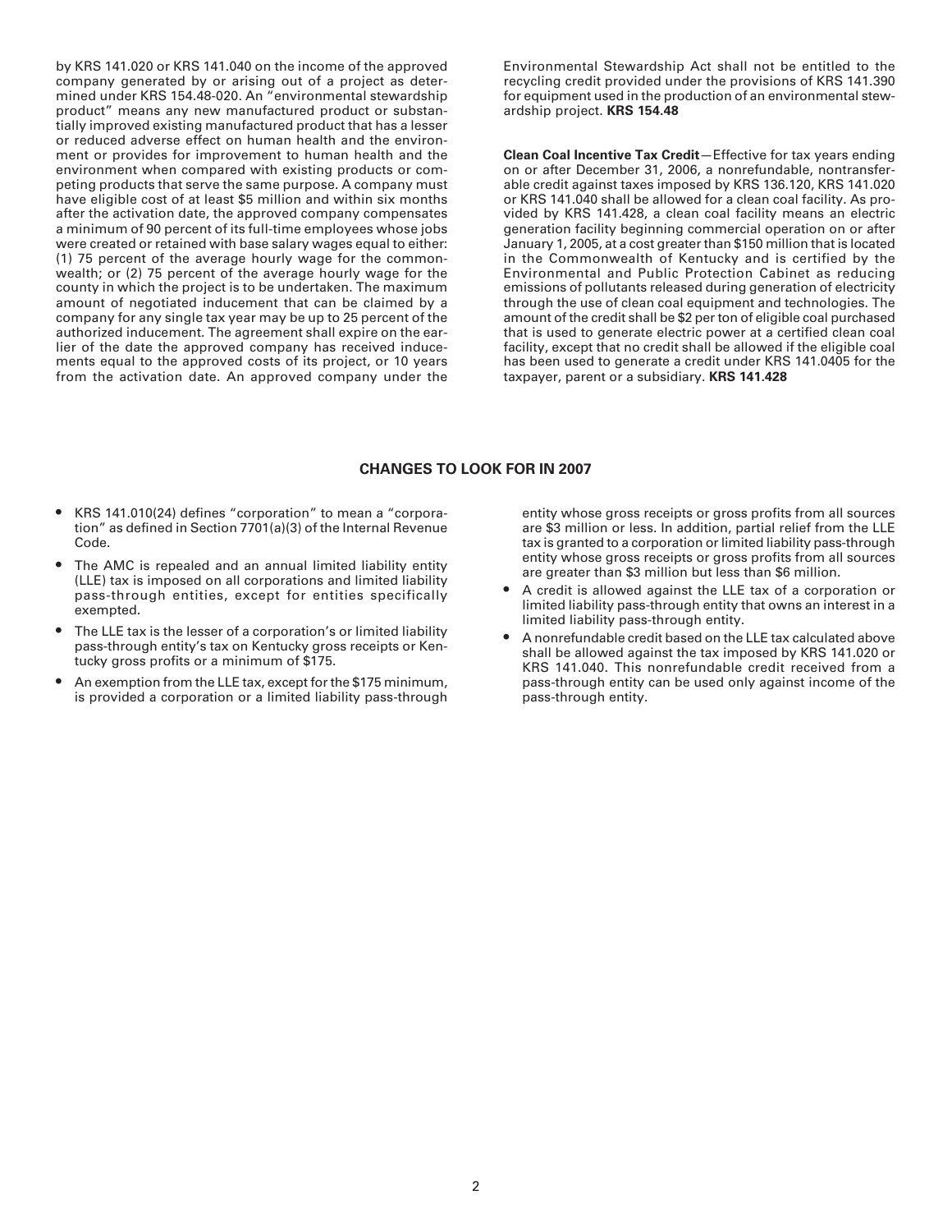by KRS 141.020 or KRS 141.040 on the income of the approved company generated by or arising out of a project as determined under KRS 154.48-020. An "environmental stewardship product" means any new manufactured product or substantially improved existing manufactured product that has a lesser or reduced adverse effect on human health and the environment or provides for improvement to human health and the environment when compared with existing products or competing products that serve the same purpose. A company must have eligible cost of at least $5 million and within six months after the activation date, the approved company compensates a minimum of 90 percent of its full-time employees whose jobs were created or retained with base salary wages equal to either: (1) 75 percent of the average hourly wage for the commonwealth; or (2) 75 percent of the average hourly wage for the county in which the project is to be undertaken. The maximum amount of negotiated inducement that can be claimed by a company for any single tax year may be up to 25 percent of the authorized inducement. The agreement shall expire on the earlier of the date the approved company has received inducements equal to the approved costs of its project, or 10 years from the activation date. An approved company under the Environmental Stewardship Act shall not be entitled to the recycling credit provided under the provisions of KRS 141.390 for equipment used in the production of an environmental stewardship project. **KRS 154.48**

**Clean Coal Incentive Tax Credit**—Effective for tax years ending on or after December 31, 2006, a nonrefundable, nontransferable credit against taxes imposed by KRS 136.120, KRS 141.020 or KRS 141.040 shall be allowed for a clean coal facility. As provided by KRS 141.428, a clean coal facility means an electric generation facility beginning commercial operation on or after January 1, 2005, at a cost greater than $150 million that is located in the Commonwealth of Kentucky and is certified by the Environmental and Public Protection Cabinet as reducing emissions of pollutants released during generation of electricity through the use of clean coal equipment and technologies. The amount of the credit shall be $2 per ton of eligible coal purchased that is used to generate electric power at a certified clean coal facility, except that no credit shall be allowed if the eligible coal has been used to generate a credit under KRS 141.0405 for the taxpayer, parent or a subsidiary. **KRS 141.428**

## CHANGES TO LOOK FOR IN 2007

- KRS 141.010(24) defines "corporation" to mean a "corporation" as defined in Section 7701(a)(3) of the Internal Revenue Code.
- The AMC is repealed and an annual limited liability entity (LLE) tax is imposed on all corporations and limited liability pass-through entities, except for entities specifically exempted.
- The LLE tax is the lesser of a corporation's or limited liability pass-through entity's tax on Kentucky gross receipts or Kentucky gross profits or a minimum of $175.
- An exemption from the LLE tax, except for the $175 minimum, is provided a corporation or a limited liability pass-through entity whose gross receipts or gross profits from all sources are $3 million or less. In addition, partial relief from the LLE tax is granted to a corporation or limited liability pass-through entity whose gross receipts or gross profits from all sources are greater than $3 million but less than $6 million.
- A credit is allowed against the LLE tax of a corporation or limited liability pass-through entity that owns an interest in a limited liability pass-through entity.
- A nonrefundable credit based on the LLE tax calculated above shall be allowed against the tax imposed by KRS 141.020 or KRS 141.040. This nonrefundable credit received from a pass-through entity can be used only against income of the pass-through entity.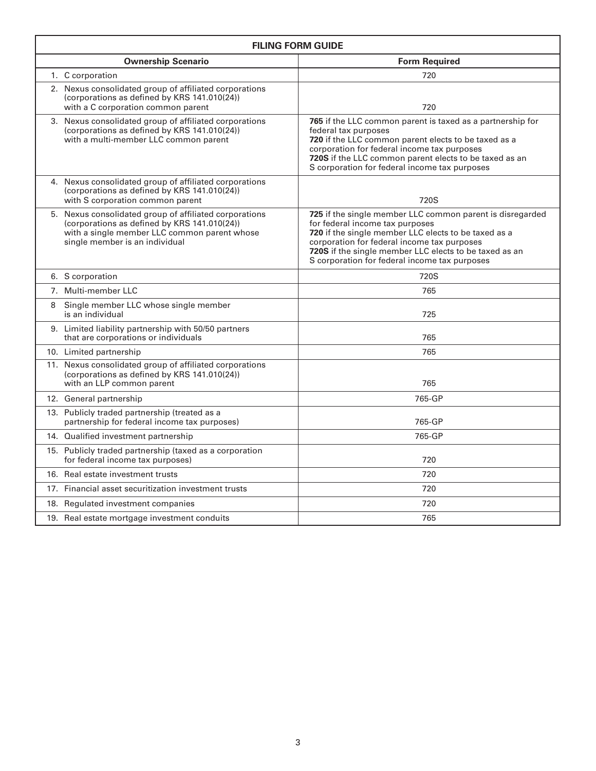| FILING FORM GUIDE | |
|---|---|
| **Ownership Scenario** | **Form Required** |
| 1. C corporation | 720 |
| 2. Nexus consolidated group of affiliated corporations (corporations as defined by KRS 141.010(24)) with a C corporation common parent | 720 |
| 3. Nexus consolidated group of affiliated corporations (corporations as defined by KRS 141.010(24)) with a multi-member LLC common parent | **765** if the LLC common parent is taxed as a partnership for federal tax purposes<br>**720** if the LLC common parent elects to be taxed as a corporation for federal income tax purposes<br>**720S** if the LLC common parent elects to be taxed as an S corporation for federal income tax purposes |
| 4. Nexus consolidated group of affiliated corporations (corporations as defined by KRS 141.010(24)) with S corporation common parent | 720S |
| 5. Nexus consolidated group of affiliated corporations (corporations as defined by KRS 141.010(24)) with a single member LLC common parent whose single member is an individual | **725** if the single member LLC common parent is disregarded for federal income tax purposes<br>**720** if the single member LLC elects to be taxed as a corporation for federal income tax purposes<br>**720S** if the single member LLC elects to be taxed as an S corporation for federal income tax purposes |
| 6. S corporation | 720S |
| 7. Multi-member LLC | 765 |
| 8 Single member LLC whose single member is an individual | 725 |
| 9. Limited liability partnership with 50/50 partners that are corporations or individuals | 765 |
| 10. Limited partnership | 765 |
| 11. Nexus consolidated group of affiliated corporations (corporations as defined by KRS 141.010(24)) with an LLP common parent | 765 |
| 12. General partnership | 765-GP |
| 13. Publicly traded partnership (treated as a partnership for federal income tax purposes) | 765-GP |
| 14. Qualified investment partnership | 765-GP |
| 15. Publicly traded partnership (taxed as a corporation for federal income tax purposes) | 720 |
| 16. Real estate investment trusts | 720 |
| 17. Financial asset securitization investment trusts | 720 |
| 18. Regulated investment companies | 720 |
| 19. Real estate mortgage investment conduits | 765 |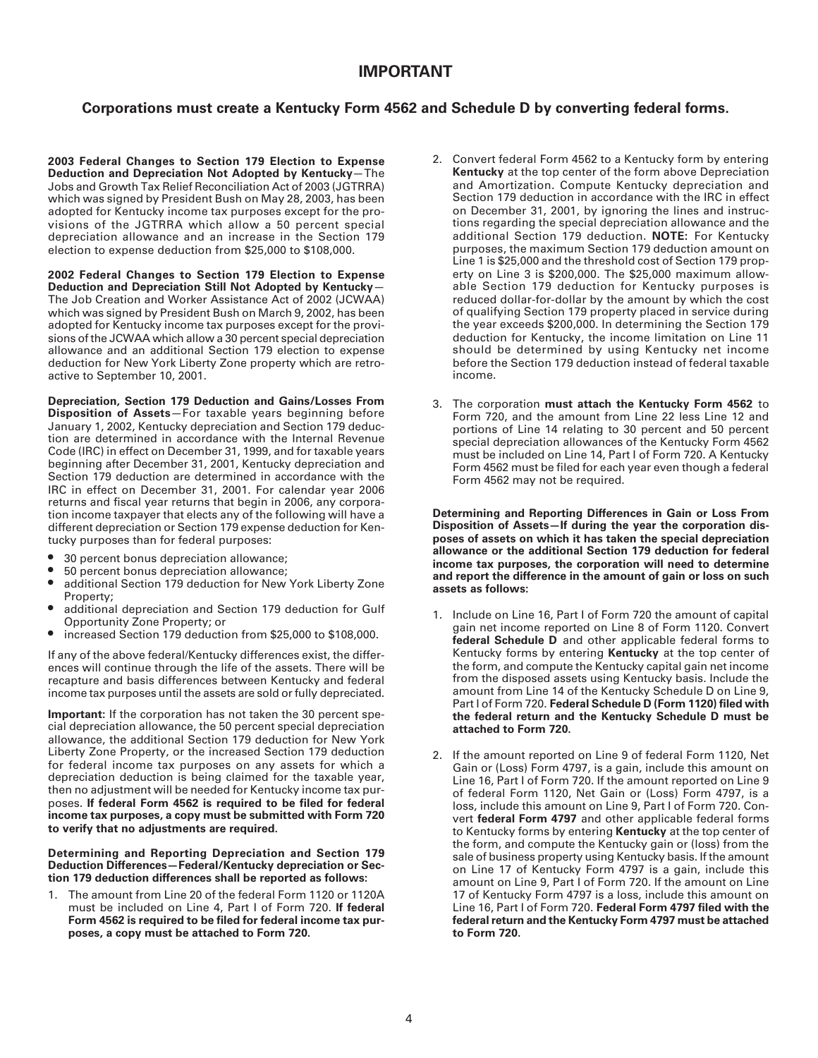# IMPORTANT

## Corporations must create a Kentucky Form 4562 and Schedule D by converting federal forms.

**2003 Federal Changes to Section 179 Election to Expense Deduction and Depreciation Not Adopted by Kentucky**—The Jobs and Growth Tax Relief Reconciliation Act of 2003 (JGTRRA) which was signed by President Bush on May 28, 2003, has been adopted for Kentucky income tax purposes except for the provisions of the JGTRRA which allow a 50 percent special depreciation allowance and an increase in the Section 179 election to expense deduction from $25,000 to $108,000.

**2002 Federal Changes to Section 179 Election to Expense Deduction and Depreciation Still Not Adopted by Kentucky**—The Job Creation and Worker Assistance Act of 2002 (JCWAA) which was signed by President Bush on March 9, 2002, has been adopted for Kentucky income tax purposes except for the provisions of the JCWAA which allow a 30 percent special depreciation allowance and an additional Section 179 election to expense deduction for New York Liberty Zone property which are retroactive to September 10, 2001.

**Depreciation, Section 179 Deduction and Gains/Losses From Disposition of Assets**—For taxable years beginning before January 1, 2002, Kentucky depreciation and Section 179 deduction are determined in accordance with the Internal Revenue Code (IRC) in effect on December 31, 1999, and for taxable years beginning after December 31, 2001, Kentucky depreciation and Section 179 deduction are determined in accordance with the IRC in effect on December 31, 2001. For calendar year 2006 returns and fiscal year returns that begin in 2006, any corporation income taxpayer that elects any of the following will have a different depreciation or Section 179 expense deduction for Kentucky purposes than for federal purposes:

- 30 percent bonus depreciation allowance;
- 50 percent bonus depreciation allowance;
- additional Section 179 deduction for New York Liberty Zone Property;
- additional depreciation and Section 179 deduction for Gulf Opportunity Zone Property; or
- increased Section 179 deduction from $25,000 to $108,000.

If any of the above federal/Kentucky differences exist, the differences will continue through the life of the assets. There will be recapture and basis differences between Kentucky and federal income tax purposes until the assets are sold or fully depreciated.

**Important:** If the corporation has not taken the 30 percent special depreciation allowance, the 50 percent special depreciation allowance, the additional Section 179 deduction for New York Liberty Zone Property, or the increased Section 179 deduction for federal income tax purposes on any assets for which a depreciation deduction is being claimed for the taxable year, then no adjustment will be needed for Kentucky income tax purposes. **If federal Form 4562 is required to be filed for federal income tax purposes, a copy must be submitted with Form 720 to verify that no adjustments are required.**

**Determining and Reporting Depreciation and Section 179 Deduction Differences—Federal/Kentucky depreciation or Section 179 deduction differences shall be reported as follows:**

1. The amount from Line 20 of the federal Form 1120 or 1120A must be included on Line 4, Part I of Form 720. **If federal Form 4562 is required to be filed for federal income tax purposes, a copy must be attached to Form 720.**
2. Convert federal Form 4562 to a Kentucky form by entering **Kentucky** at the top center of the form above Depreciation and Amortization. Compute Kentucky depreciation and Section 179 deduction in accordance with the IRC in effect on December 31, 2001, by ignoring the lines and instructions regarding the special depreciation allowance and the additional Section 179 deduction. **NOTE:** For Kentucky purposes, the maximum Section 179 deduction amount on Line 1 is $25,000 and the threshold cost of Section 179 property on Line 3 is $200,000. The $25,000 maximum allowable Section 179 deduction for Kentucky purposes is reduced dollar-for-dollar by the amount by which the cost of qualifying Section 179 property placed in service during the year exceeds $200,000. In determining the Section 179 deduction for Kentucky, the income limitation on Line 11 should be determined by using Kentucky net income before the Section 179 deduction instead of federal taxable income.
3. The corporation **must attach the Kentucky Form 4562** to Form 720, and the amount from Line 22 less Line 12 and portions of Line 14 relating to 30 percent and 50 percent special depreciation allowances of the Kentucky Form 4562 must be included on Line 14, Part I of Form 720. A Kentucky Form 4562 must be filed for each year even though a federal Form 4562 may not be required.

**Determining and Reporting Differences in Gain or Loss From Disposition of Assets—If during the year the corporation disposes of assets on which it has taken the special depreciation allowance or the additional Section 179 deduction for federal income tax purposes, the corporation will need to determine and report the difference in the amount of gain or loss on such assets as follows:**

1. Include on Line 16, Part I of Form 720 the amount of capital gain net income reported on Line 8 of Form 1120. Convert **federal Schedule D** and other applicable federal forms to Kentucky forms by entering **Kentucky** at the top center of the form, and compute the Kentucky capital gain net income from the disposed assets using Kentucky basis. Include the amount from Line 14 of the Kentucky Schedule D on Line 9, Part I of Form 720. **Federal Schedule D (Form 1120) filed with the federal return and the Kentucky Schedule D must be attached to Form 720.**
2. If the amount reported on Line 9 of federal Form 1120, Net Gain or (Loss) Form 4797, is a gain, include this amount on Line 16, Part I of Form 720. If the amount reported on Line 9 of federal Form 1120, Net Gain or (Loss) Form 4797, is a loss, include this amount on Line 9, Part I of Form 720. Convert **federal Form 4797** and other applicable federal forms to Kentucky forms by entering **Kentucky** at the top center of the form, and compute the Kentucky gain or (loss) from the sale of business property using Kentucky basis. If the amount on Line 17 of Kentucky Form 4797 is a gain, include this amount on Line 9, Part I of Form 720. If the amount on Line 17 of Kentucky Form 4797 is a loss, include this amount on Line 16, Part I of Form 720. **Federal Form 4797 filed with the federal return and the Kentucky Form 4797 must be attached to Form 720.**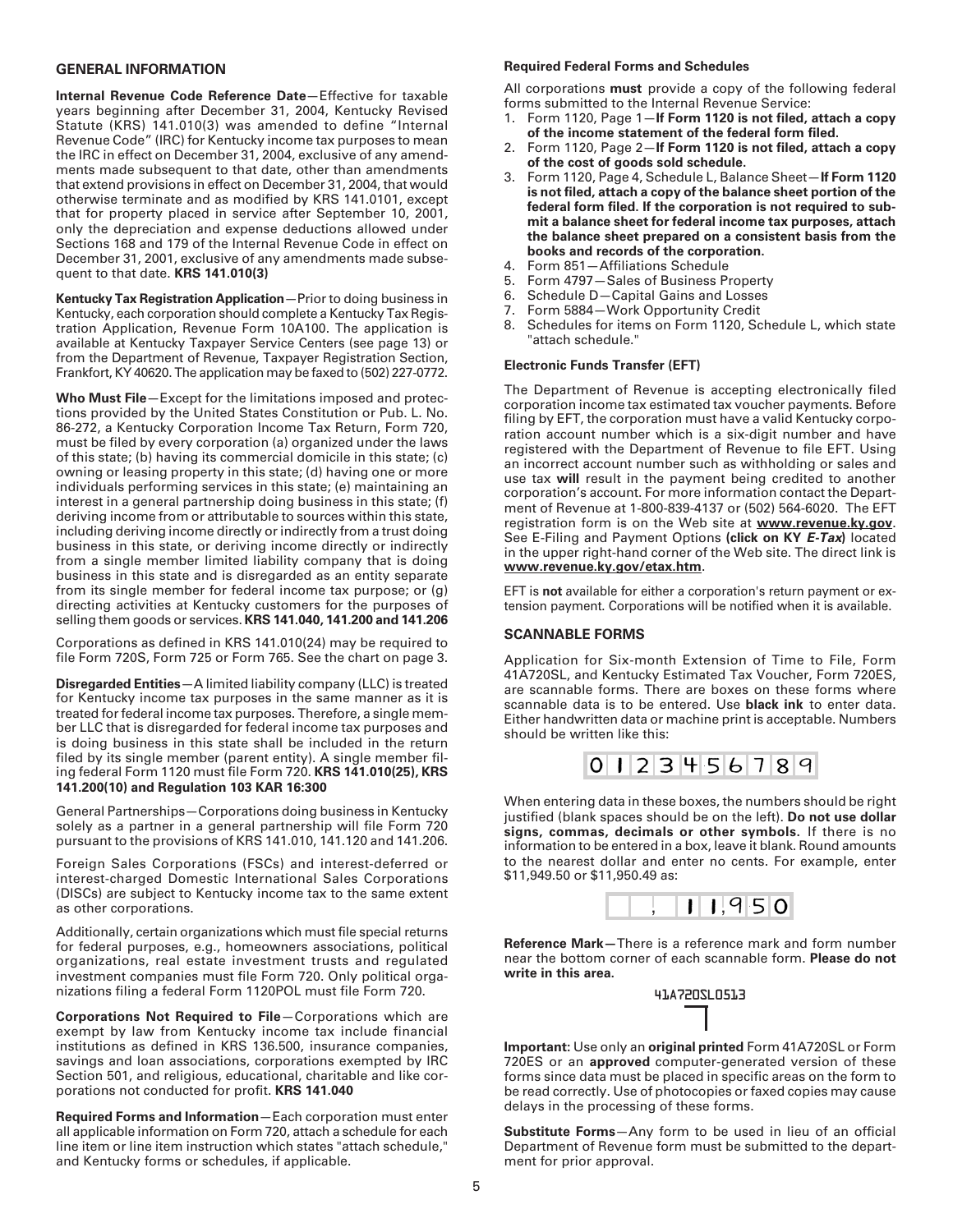## GENERAL INFORMATION

**Internal Revenue Code Reference Date**—Effective for taxable years beginning after December 31, 2004, Kentucky Revised Statute (KRS) 141.010(3) was amended to define "Internal Revenue Code" (IRC) for Kentucky income tax purposes to mean the IRC in effect on December 31, 2004, exclusive of any amendments made subsequent to that date, other than amendments that extend provisions in effect on December 31, 2004, that would otherwise terminate and as modified by KRS 141.0101, except that for property placed in service after September 10, 2001, only the depreciation and expense deductions allowed under Sections 168 and 179 of the Internal Revenue Code in effect on December 31, 2001, exclusive of any amendments made subsequent to that date. **KRS 141.010(3)**

**Kentucky Tax Registration Application**—Prior to doing business in Kentucky, each corporation should complete a Kentucky Tax Registration Application, Revenue Form 10A100. The application is available at Kentucky Taxpayer Service Centers (see page 13) or from the Department of Revenue, Taxpayer Registration Section, Frankfort, KY 40620. The application may be faxed to (502) 227-0772.

**Who Must File**—Except for the limitations imposed and protections provided by the United States Constitution or Pub. L. No. 86-272, a Kentucky Corporation Income Tax Return, Form 720, must be filed by every corporation (a) organized under the laws of this state; (b) having its commercial domicile in this state; (c) owning or leasing property in this state; (d) having one or more individuals performing services in this state; (e) maintaining an interest in a general partnership doing business in this state; (f) deriving income from or attributable to sources within this state, including deriving income directly or indirectly from a trust doing business in this state, or deriving income directly or indirectly from a single member limited liability company that is doing business in this state and is disregarded as an entity separate from its single member for federal income tax purpose; or (g) directing activities at Kentucky customers for the purposes of selling them goods or services. **KRS 141.040, 141.200 and 141.206**

Corporations as defined in KRS 141.010(24) may be required to file Form 720S, Form 725 or Form 765. See the chart on page 3.

**Disregarded Entities**—A limited liability company (LLC) is treated for Kentucky income tax purposes in the same manner as it is treated for federal income tax purposes. Therefore, a single member LLC that is disregarded for federal income tax purposes and is doing business in this state shall be included in the return filed by its single member (parent entity). A single member filing federal Form 1120 must file Form 720. **KRS 141.010(25), KRS 141.200(10) and Regulation 103 KAR 16:300**

General Partnerships—Corporations doing business in Kentucky solely as a partner in a general partnership will file Form 720 pursuant to the provisions of KRS 141.010, 141.120 and 141.206.

Foreign Sales Corporations (FSCs) and interest-deferred or interest-charged Domestic International Sales Corporations (DISCs) are subject to Kentucky income tax to the same extent as other corporations.

Additionally, certain organizations which must file special returns for federal purposes, e.g., homeowners associations, political organizations, real estate investment trusts and regulated investment companies must file Form 720. Only political organizations filing a federal Form 1120POL must file Form 720.

**Corporations Not Required to File**—Corporations which are exempt by law from Kentucky income tax include financial institutions as defined in KRS 136.500, insurance companies, savings and loan associations, corporations exempted by IRC Section 501, and religious, educational, charitable and like corporations not conducted for profit. **KRS 141.040**

**Required Forms and Information**—Each corporation must enter all applicable information on Form 720, attach a schedule for each line item or line item instruction which states "attach schedule," and Kentucky forms or schedules, if applicable.

**Required Federal Forms and Schedules**

All corporations **must** provide a copy of the following federal forms submitted to the Internal Revenue Service:

1. Form 1120, Page 1—**If Form 1120 is not filed, attach a copy of the income statement of the federal form filed.**
2. Form 1120, Page 2—**If Form 1120 is not filed, attach a copy of the cost of goods sold schedule.**
3. Form 1120, Page 4, Schedule L, Balance Sheet—**If Form 1120 is not filed, attach a copy of the balance sheet portion of the federal form filed. If the corporation is not required to submit a balance sheet for federal income tax purposes, attach the balance sheet prepared on a consistent basis from the books and records of the corporation.**
4. Form 851—Affiliations Schedule
5. Form 4797—Sales of Business Property
6. Schedule D—Capital Gains and Losses
7. Form 5884—Work Opportunity Credit
8. Schedules for items on Form 1120, Schedule L, which state "attach schedule."

**Electronic Funds Transfer (EFT)**

The Department of Revenue is accepting electronically filed corporation income tax estimated tax voucher payments. Before filing by EFT, the corporation must have a valid Kentucky corporation account number which is a six-digit number and have registered with the Department of Revenue to file EFT. Using an incorrect account number such as withholding or sales and use tax **will** result in the payment being credited to another corporation's account. For more information contact the Department of Revenue at 1-800-839-4137 or (502) 564-6020. The EFT registration form is on the Web site at **www.revenue.ky.gov**. See E-Filing and Payment Options **(click on KY *E-Tax*)** located in the upper right-hand corner of the Web site. The direct link is **www.revenue.ky.gov/etax.htm**.

EFT is **not** available for either a corporation's return payment or extension payment. Corporations will be notified when it is available.

## SCANNABLE FORMS

Application for Six-month Extension of Time to File, Form 41A720SL, and Kentucky Estimated Tax Voucher, Form 720ES, are scannable forms. There are boxes on these forms where scannable data is to be entered. Use **black ink** to enter data. Either handwritten data or machine print is acceptable. Numbers should be written like this:

0 1 2 3 4 5 6 7 8 9

When entering data in these boxes, the numbers should be right justified (blank spaces should be on the left). **Do not use dollar signs, commas, decimals or other symbols.** If there is no information to be entered in a box, leave it blank. Round amounts to the nearest dollar and enter no cents. For example, enter $11,949.50 or $11,950.49 as:

11,950

**Reference Mark—**There is a reference mark and form number near the bottom corner of each scannable form. **Please do not write in this area.**

41A720SL0513

**Important:** Use only an **original printed** Form 41A720SL or Form 720ES or an **approved** computer-generated version of these forms since data must be placed in specific areas on the form to be read correctly. Use of photocopies or faxed copies may cause delays in the processing of these forms.

**Substitute Forms**—Any form to be used in lieu of an official Department of Revenue form must be submitted to the department for prior approval.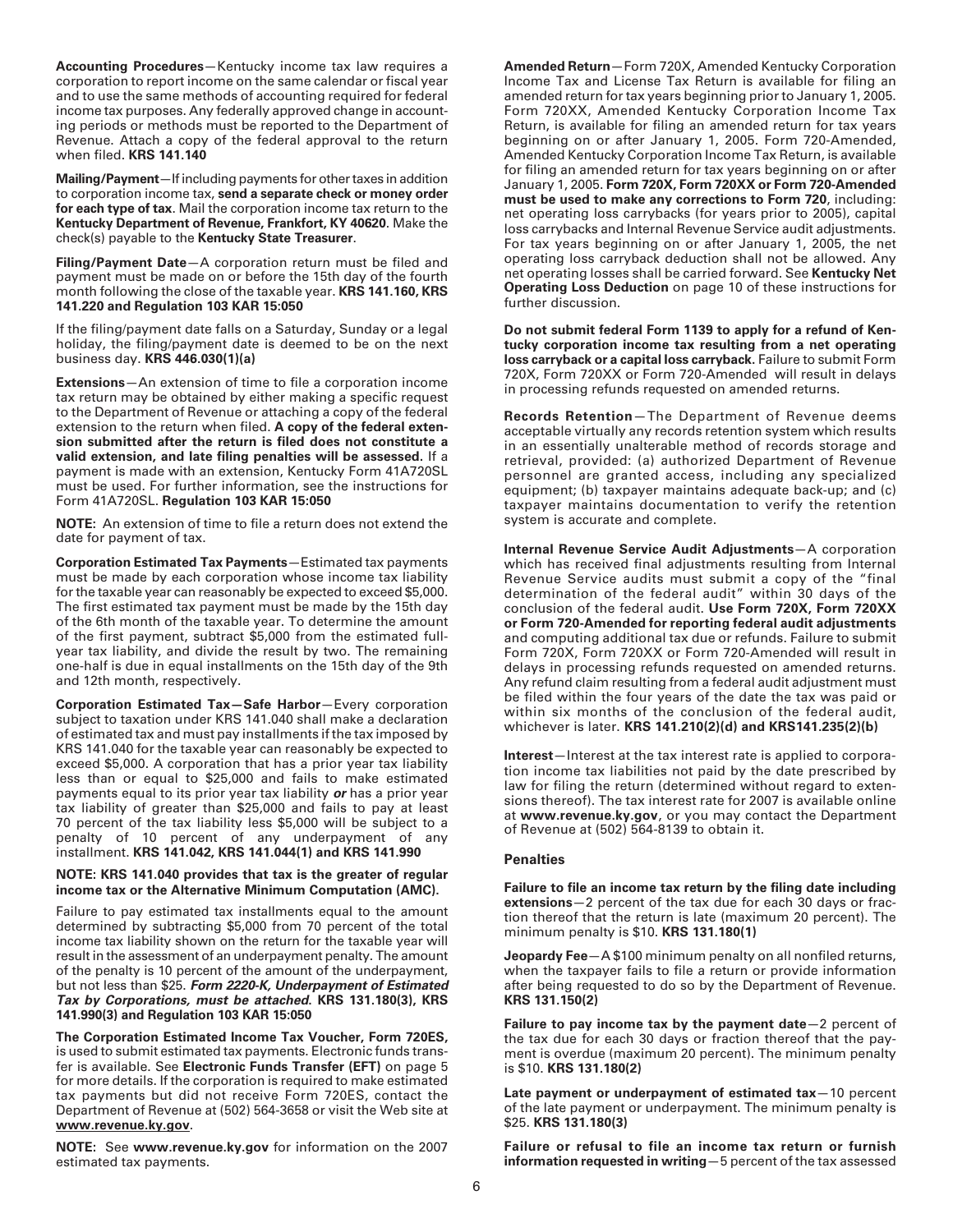**Accounting Procedures**—Kentucky income tax law requires a corporation to report income on the same calendar or fiscal year and to use the same methods of accounting required for federal income tax purposes. Any federally approved change in accounting periods or methods must be reported to the Department of Revenue. Attach a copy of the federal approval to the return when filed. **KRS 141.140**

**Mailing/Payment**—If including payments for other taxes in addition to corporation income tax, **send a separate check or money order for each type of tax**. Mail the corporation income tax return to the **Kentucky Department of Revenue, Frankfort, KY 40620**. Make the check(s) payable to the **Kentucky State Treasurer**.

**Filing/Payment Date**—A corporation return must be filed and payment must be made on or before the 15th day of the fourth month following the close of the taxable year. **KRS 141.160, KRS 141.220 and Regulation 103 KAR 15:050**

If the filing/payment date falls on a Saturday, Sunday or a legal holiday, the filing/payment date is deemed to be on the next business day. **KRS 446.030(1)(a)**

**Extensions**—An extension of time to file a corporation income tax return may be obtained by either making a specific request to the Department of Revenue or attaching a copy of the federal extension to the return when filed. **A copy of the federal extension submitted after the return is filed does not constitute a valid extension, and late filing penalties will be assessed.** If a payment is made with an extension, Kentucky Form 41A720SL must be used. For further information, see the instructions for Form 41A720SL. **Regulation 103 KAR 15:050**

**NOTE:** An extension of time to file a return does not extend the date for payment of tax.

**Corporation Estimated Tax Payments**—Estimated tax payments must be made by each corporation whose income tax liability for the taxable year can reasonably be expected to exceed $5,000. The first estimated tax payment must be made by the 15th day of the 6th month of the taxable year. To determine the amount of the first payment, subtract $5,000 from the estimated full-year tax liability, and divide the result by two. The remaining one-half is due in equal installments on the 15th day of the 9th and 12th month, respectively.

**Corporation Estimated Tax—Safe Harbor**—Every corporation subject to taxation under KRS 141.040 shall make a declaration of estimated tax and must pay installments if the tax imposed by KRS 141.040 for the taxable year can reasonably be expected to exceed $5,000. A corporation that has a prior year tax liability less than or equal to $25,000 and fails to make estimated payments equal to its prior year tax liability ***or*** has a prior year tax liability of greater than $25,000 and fails to pay at least 70 percent of the tax liability less $5,000 will be subject to a penalty of 10 percent of any underpayment of any installment. **KRS 141.042, KRS 141.044(1) and KRS 141.990**

**NOTE: KRS 141.040 provides that tax is the greater of regular income tax or the Alternative Minimum Computation (AMC).**

Failure to pay estimated tax installments equal to the amount determined by subtracting $5,000 from 70 percent of the total income tax liability shown on the return for the taxable year will result in the assessment of an underpayment penalty. The amount of the penalty is 10 percent of the amount of the underpayment, but not less than $25. ***Form 2220-K, Underpayment of Estimated Tax by Corporations, must be attached.*** **KRS 131.180(3), KRS 141.990(3) and Regulation 103 KAR 15:050**

**The Corporation Estimated Income Tax Voucher, Form 720ES,** is used to submit estimated tax payments. Electronic funds transfer is available. See **Electronic Funds Transfer (EFT)** on page 5 for more details. If the corporation is required to make estimated tax payments but did not receive Form 720ES, contact the Department of Revenue at (502) 564-3658 or visit the Web site at **www.revenue.ky.gov**.

**NOTE:** See **www.revenue.ky.gov** for information on the 2007 estimated tax payments.

**Amended Return**—Form 720X, Amended Kentucky Corporation Income Tax and License Tax Return is available for filing an amended return for tax years beginning prior to January 1, 2005. Form 720XX, Amended Kentucky Corporation Income Tax Return, is available for filing an amended return for tax years beginning on or after January 1, 2005. Form 720-Amended, Amended Kentucky Corporation Income Tax Return, is available for filing an amended return for tax years beginning on or after January 1, 2005. **Form 720X, Form 720XX or Form 720-Amended must be used to make any corrections to Form 720**, including: net operating loss carrybacks (for years prior to 2005), capital loss carrybacks and Internal Revenue Service audit adjustments. For tax years beginning on or after January 1, 2005, the net operating loss carryback deduction shall not be allowed. Any net operating losses shall be carried forward. See **Kentucky Net Operating Loss Deduction** on page 10 of these instructions for further discussion.

**Do not submit federal Form 1139 to apply for a refund of Kentucky corporation income tax resulting from a net operating loss carryback or a capital loss carryback.** Failure to submit Form 720X, Form 720XX or Form 720-Amended will result in delays in processing refunds requested on amended returns.

**Records Retention**—The Department of Revenue deems acceptable virtually any records retention system which results in an essentially unalterable method of records storage and retrieval, provided: (a) authorized Department of Revenue personnel are granted access, including any specialized equipment; (b) taxpayer maintains adequate back-up; and (c) taxpayer maintains documentation to verify the retention system is accurate and complete.

**Internal Revenue Service Audit Adjustments**—A corporation which has received final adjustments resulting from Internal Revenue Service audits must submit a copy of the "final determination of the federal audit" within 30 days of the conclusion of the federal audit. **Use Form 720X, Form 720XX or Form 720-Amended for reporting federal audit adjustments** and computing additional tax due or refunds. Failure to submit Form 720X, Form 720XX or Form 720-Amended will result in delays in processing refunds requested on amended returns. Any refund claim resulting from a federal audit adjustment must be filed within the four years of the date the tax was paid or within six months of the conclusion of the federal audit, whichever is later. **KRS 141.210(2)(d) and KRS141.235(2)(b)**

**Interest**—Interest at the tax interest rate is applied to corporation income tax liabilities not paid by the date prescribed by law for filing the return (determined without regard to extensions thereof). The tax interest rate for 2007 is available online at **www.revenue.ky.gov**, or you may contact the Department of Revenue at (502) 564-8139 to obtain it.

**Penalties**

**Failure to file an income tax return by the filing date including extensions**—2 percent of the tax due for each 30 days or fraction thereof that the return is late (maximum 20 percent). The minimum penalty is $10. **KRS 131.180(1)**

**Jeopardy Fee**—A $100 minimum penalty on all nonfiled returns, when the taxpayer fails to file a return or provide information after being requested to do so by the Department of Revenue. **KRS 131.150(2)**

**Failure to pay income tax by the payment date**—2 percent of the tax due for each 30 days or fraction thereof that the payment is overdue (maximum 20 percent). The minimum penalty is $10. **KRS 131.180(2)**

**Late payment or underpayment of estimated tax**—10 percent of the late payment or underpayment. The minimum penalty is $25. **KRS 131.180(3)**

**Failure or refusal to file an income tax return or furnish information requested in writing**—5 percent of the tax assessed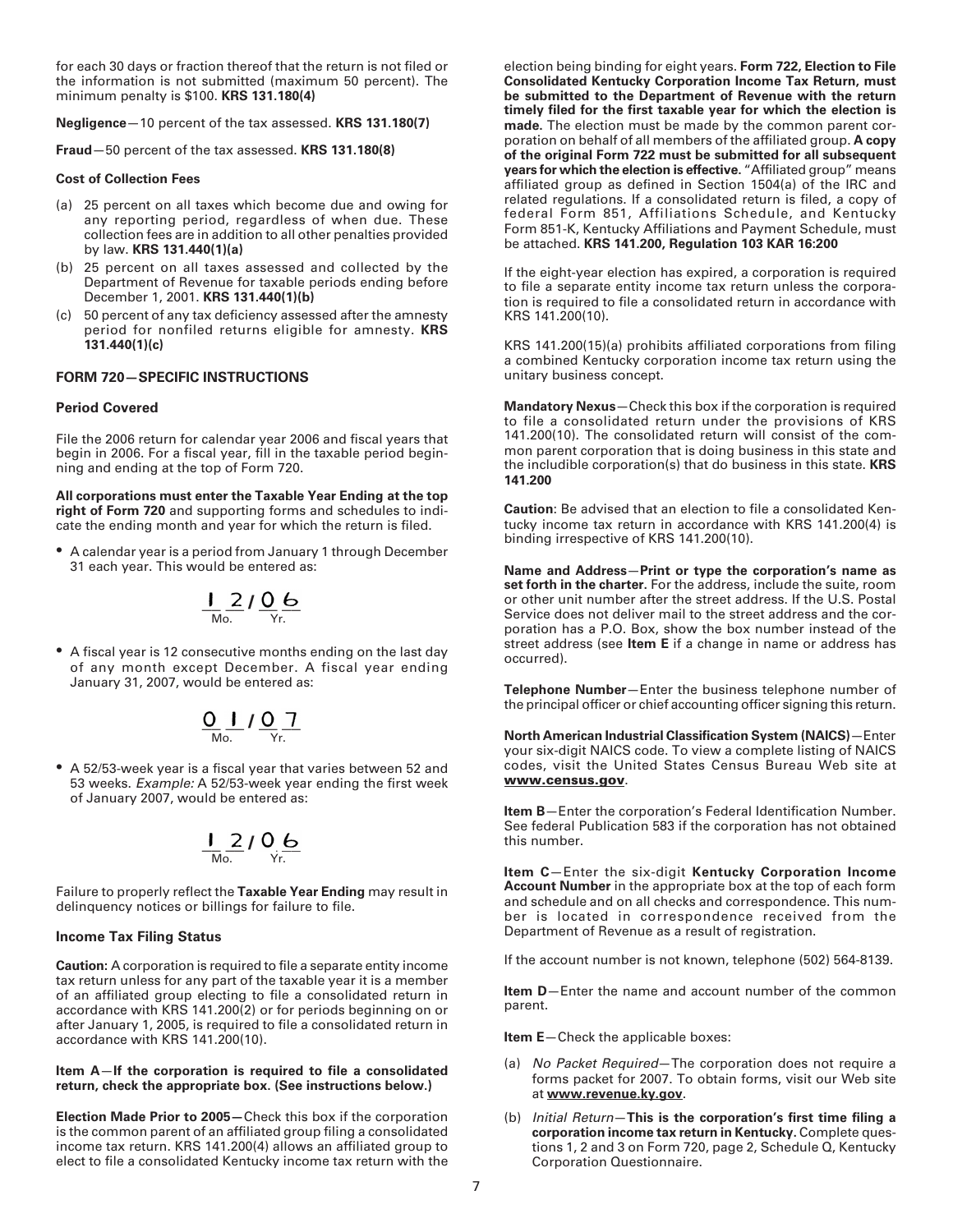for each 30 days or fraction thereof that the return is not filed or the information is not submitted (maximum 50 percent). The minimum penalty is $100. **KRS 131.180(4)**

**Negligence**—10 percent of the tax assessed. **KRS 131.180(7)**

**Fraud**—50 percent of the tax assessed. **KRS 131.180(8)**

**Cost of Collection Fees**

(a) 25 percent on all taxes which become due and owing for any reporting period, regardless of when due. These collection fees are in addition to all other penalties provided by law. **KRS 131.440(1)(a)**

(b) 25 percent on all taxes assessed and collected by the Department of Revenue for taxable periods ending before December 1, 2001. **KRS 131.440(1)(b)**

(c) 50 percent of any tax deficiency assessed after the amnesty period for nonfiled returns eligible for amnesty. **KRS 131.440(1)(c)**

### FORM 720—SPECIFIC INSTRUCTIONS

**Period Covered**

File the 2006 return for calendar year 2006 and fiscal years that begin in 2006. For a fiscal year, fill in the taxable period beginning and ending at the top of Form 720.

**All corporations must enter the Taxable Year Ending at the top right of Form 720** and supporting forms and schedules to indicate the ending month and year for which the return is filed.

- A calendar year is a period from January 1 through December 31 each year. This would be entered as:

  1 2 / 0 6
  Mo. Yr.

- A fiscal year is 12 consecutive months ending on the last day of any month except December. A fiscal year ending January 31, 2007, would be entered as:

  0 1 / 0 7
  Mo. Yr.

- A 52/53-week year is a fiscal year that varies between 52 and 53 weeks. *Example:* A 52/53-week year ending the first week of January 2007, would be entered as:

  1 2 / 0 6
  Mo. Yr.

Failure to properly reflect the **Taxable Year Ending** may result in delinquency notices or billings for failure to file.

**Income Tax Filing Status**

**Caution**: A corporation is required to file a separate entity income tax return unless for any part of the taxable year it is a member of an affiliated group electing to file a consolidated return in accordance with KRS 141.200(2) or for periods beginning on or after January 1, 2005, is required to file a consolidated return in accordance with KRS 141.200(10).

**Item A—If the corporation is required to file a consolidated return, check the appropriate box. (See instructions below.)**

**Election Made Prior to 2005—**Check this box if the corporation is the common parent of an affiliated group filing a consolidated income tax return. KRS 141.200(4) allows an affiliated group to elect to file a consolidated Kentucky income tax return with the election being binding for eight years. **Form 722, Election to File Consolidated Kentucky Corporation Income Tax Return, must be submitted to the Department of Revenue with the return timely filed for the first taxable year for which the election is made.** The election must be made by the common parent corporation on behalf of all members of the affiliated group. **A copy of the original Form 722 must be submitted for all subsequent years for which the election is effective.** "Affiliated group" means affiliated group as defined in Section 1504(a) of the IRC and related regulations. If a consolidated return is filed, a copy of federal Form 851, Affiliations Schedule, and Kentucky Form 851-K, Kentucky Affiliations and Payment Schedule, must be attached. **KRS 141.200, Regulation 103 KAR 16:200**

If the eight-year election has expired, a corporation is required to file a separate entity income tax return unless the corporation is required to file a consolidated return in accordance with KRS 141.200(10).

KRS 141.200(15)(a) prohibits affiliated corporations from filing a combined Kentucky corporation income tax return using the unitary business concept.

**Mandatory Nexus**—Check this box if the corporation is required to file a consolidated return under the provisions of KRS 141.200(10). The consolidated return will consist of the common parent corporation that is doing business in this state and the includible corporation(s) that do business in this state. **KRS 141.200**

**Caution**: Be advised that an election to file a consolidated Kentucky income tax return in accordance with KRS 141.200(4) is binding irrespective of KRS 141.200(10).

**Name and Address—Print or type the corporation's name as set forth in the charter.** For the address, include the suite, room or other unit number after the street address. If the U.S. Postal Service does not deliver mail to the street address and the corporation has a P.O. Box, show the box number instead of the street address (see **Item E** if a change in name or address has occurred).

**Telephone Number**—Enter the business telephone number of the principal officer or chief accounting officer signing this return.

**North American Industrial Classification System (NAICS)**—Enter your six-digit NAICS code. To view a complete listing of NAICS codes, visit the United States Census Bureau Web site at **www.census.gov**.

**Item B**—Enter the corporation's Federal Identification Number. See federal Publication 583 if the corporation has not obtained this number.

**Item C**—Enter the six-digit **Kentucky Corporation Income Account Number** in the appropriate box at the top of each form and schedule and on all checks and correspondence. This number is located in correspondence received from the Department of Revenue as a result of registration.

If the account number is not known, telephone (502) 564-8139.

**Item D**—Enter the name and account number of the common parent.

**Item E**—Check the applicable boxes:

(a) *No Packet Required*—The corporation does not require a forms packet for 2007. To obtain forms, visit our Web site at **www.revenue.ky.gov**.

(b) *Initial Return*—**This is the corporation's first time filing a corporation income tax return in Kentucky.** Complete questions 1, 2 and 3 on Form 720, page 2, Schedule Q, Kentucky Corporation Questionnaire.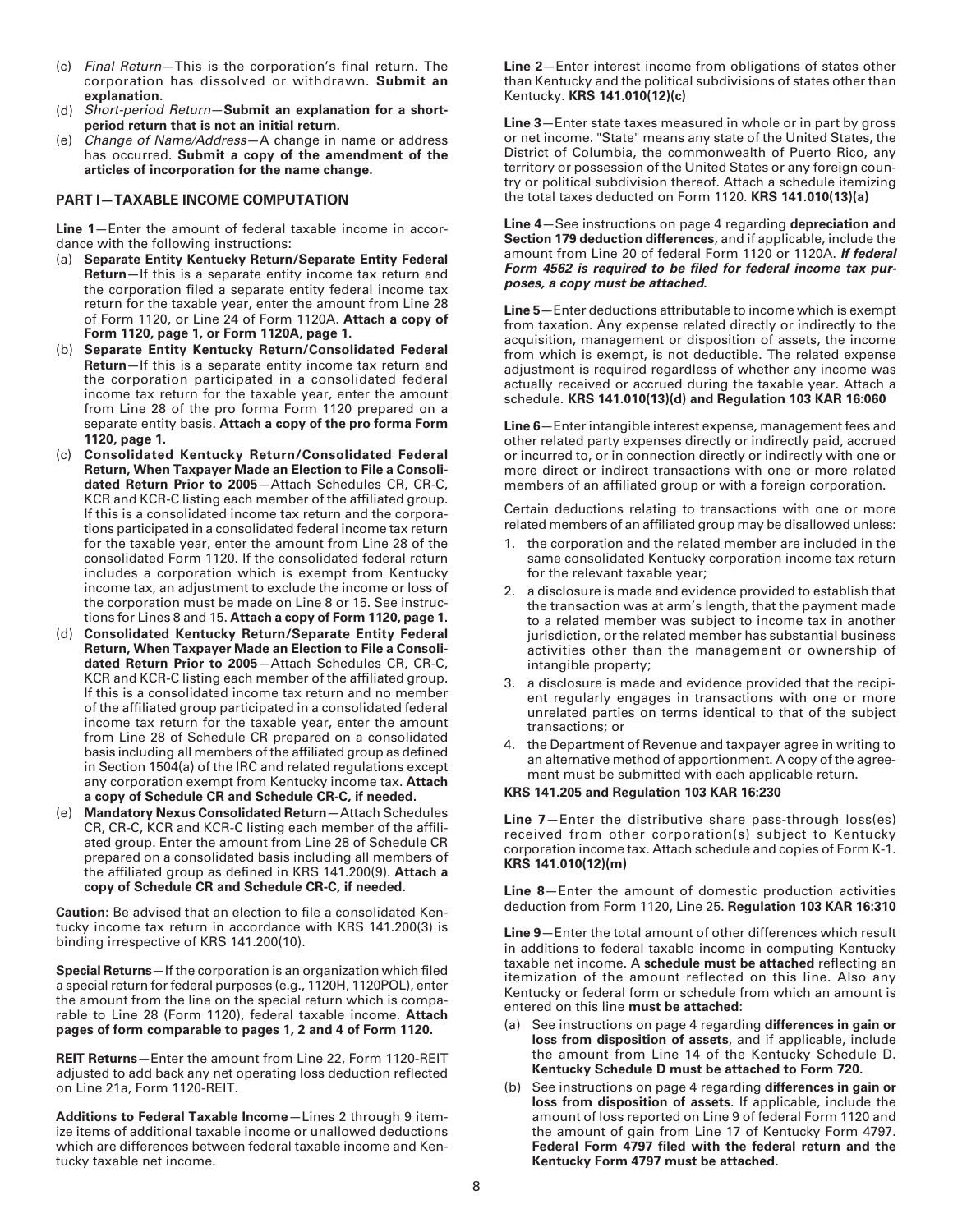(c) *Final Return*—This is the corporation's final return. The corporation has dissolved or withdrawn. **Submit an explanation.**

(d) *Short-period Return*—**Submit an explanation for a short-period return that is not an initial return.**

(e) *Change of Name/Address*—A change in name or address has occurred. **Submit a copy of the amendment of the articles of incorporation for the name change.**

## PART I—TAXABLE INCOME COMPUTATION

**Line 1**—Enter the amount of federal taxable income in accordance with the following instructions:

(a) **Separate Entity Kentucky Return/Separate Entity Federal Return**—If this is a separate entity income tax return and the corporation filed a separate entity federal income tax return for the taxable year, enter the amount from Line 28 of Form 1120, or Line 24 of Form 1120A. **Attach a copy of Form 1120, page 1, or Form 1120A, page 1.**

(b) **Separate Entity Kentucky Return/Consolidated Federal Return**—If this is a separate entity income tax return and the corporation participated in a consolidated federal income tax return for the taxable year, enter the amount from Line 28 of the pro forma Form 1120 prepared on a separate entity basis. **Attach a copy of the pro forma Form 1120, page 1.**

(c) **Consolidated Kentucky Return/Consolidated Federal Return, When Taxpayer Made an Election to File a Consolidated Return Prior to 2005**—Attach Schedules CR, CR-C, KCR and KCR-C listing each member of the affiliated group. If this is a consolidated income tax return and the corporations participated in a consolidated federal income tax return for the taxable year, enter the amount from Line 28 of the consolidated Form 1120. If the consolidated federal return includes a corporation which is exempt from Kentucky income tax, an adjustment to exclude the income or loss of the corporation must be made on Line 8 or 15. See instructions for Lines 8 and 15. **Attach a copy of Form 1120, page 1.**

(d) **Consolidated Kentucky Return/Separate Entity Federal Return, When Taxpayer Made an Election to File a Consolidated Return Prior to 2005**—Attach Schedules CR, CR-C, KCR and KCR-C listing each member of the affiliated group. If this is a consolidated income tax return and no member of the affiliated group participated in a consolidated federal income tax return for the taxable year, enter the amount from Line 28 of Schedule CR prepared on a consolidated basis including all members of the affiliated group as defined in Section 1504(a) of the IRC and related regulations except any corporation exempt from Kentucky income tax. **Attach a copy of Schedule CR and Schedule CR-C, if needed.**

(e) **Mandatory Nexus Consolidated Return**—Attach Schedules CR, CR-C, KCR and KCR-C listing each member of the affiliated group. Enter the amount from Line 28 of Schedule CR prepared on a consolidated basis including all members of the affiliated group as defined in KRS 141.200(9). **Attach a copy of Schedule CR and Schedule CR-C, if needed.**

**Caution:** Be advised that an election to file a consolidated Kentucky income tax return in accordance with KRS 141.200(3) is binding irrespective of KRS 141.200(10).

**Special Returns**—If the corporation is an organization which filed a special return for federal purposes (e.g., 1120H, 1120POL), enter the amount from the line on the special return which is comparable to Line 28 (Form 1120), federal taxable income. **Attach pages of form comparable to pages 1, 2 and 4 of Form 1120.**

**REIT Returns**—Enter the amount from Line 22, Form 1120-REIT adjusted to add back any net operating loss deduction reflected on Line 21a, Form 1120-REIT.

**Additions to Federal Taxable Income**—Lines 2 through 9 itemize items of additional taxable income or unallowed deductions which are differences between federal taxable income and Kentucky taxable net income.

**Line 2**—Enter interest income from obligations of states other than Kentucky and the political subdivisions of states other than Kentucky. **KRS 141.010(12)(c)**

**Line 3**—Enter state taxes measured in whole or in part by gross or net income. "State" means any state of the United States, the District of Columbia, the commonwealth of Puerto Rico, any territory or possession of the United States or any foreign country or political subdivision thereof. Attach a schedule itemizing the total taxes deducted on Form 1120. **KRS 141.010(13)(a)**

**Line 4**—See instructions on page 4 regarding **depreciation and Section 179 deduction differences**, and if applicable, include the amount from Line 20 of federal Form 1120 or 1120A. ***If federal Form 4562 is required to be filed for federal income tax purposes, a copy must be attached.***

**Line 5**—Enter deductions attributable to income which is exempt from taxation. Any expense related directly or indirectly to the acquisition, management or disposition of assets, the income from which is exempt, is not deductible. The related expense adjustment is required regardless of whether any income was actually received or accrued during the taxable year. Attach a schedule. **KRS 141.010(13)(d) and Regulation 103 KAR 16:060**

**Line 6**—Enter intangible interest expense, management fees and other related party expenses directly or indirectly paid, accrued or incurred to, or in connection directly or indirectly with one or more direct or indirect transactions with one or more related members of an affiliated group or with a foreign corporation.

Certain deductions relating to transactions with one or more related members of an affiliated group may be disallowed unless:

1. the corporation and the related member are included in the same consolidated Kentucky corporation income tax return for the relevant taxable year;
2. a disclosure is made and evidence provided to establish that the transaction was at arm's length, that the payment made to a related member was subject to income tax in another jurisdiction, or the related member has substantial business activities other than the management or ownership of intangible property;
3. a disclosure is made and evidence provided that the recipient regularly engages in transactions with one or more unrelated parties on terms identical to that of the subject transactions; or
4. the Department of Revenue and taxpayer agree in writing to an alternative method of apportionment. A copy of the agreement must be submitted with each applicable return.

**KRS 141.205 and Regulation 103 KAR 16:230**

**Line 7**—Enter the distributive share pass-through loss(es) received from other corporation(s) subject to Kentucky corporation income tax. Attach schedule and copies of Form K-1. **KRS 141.010(12)(m)**

**Line 8**—Enter the amount of domestic production activities deduction from Form 1120, Line 25. **Regulation 103 KAR 16:310**

**Line 9**—Enter the total amount of other differences which result in additions to federal taxable income in computing Kentucky taxable net income. A **schedule must be attached** reflecting an itemization of the amount reflected on this line. Also any Kentucky or federal form or schedule from which an amount is entered on this line **must be attached**:

(a) See instructions on page 4 regarding **differences in gain or loss from disposition of assets**, and if applicable, include the amount from Line 14 of the Kentucky Schedule D. **Kentucky Schedule D must be attached to Form 720.**

(b) See instructions on page 4 regarding **differences in gain or loss from disposition of assets**. If applicable, include the amount of loss reported on Line 9 of federal Form 1120 and the amount of gain from Line 17 of Kentucky Form 4797. **Federal Form 4797 filed with the federal return and the Kentucky Form 4797 must be attached.**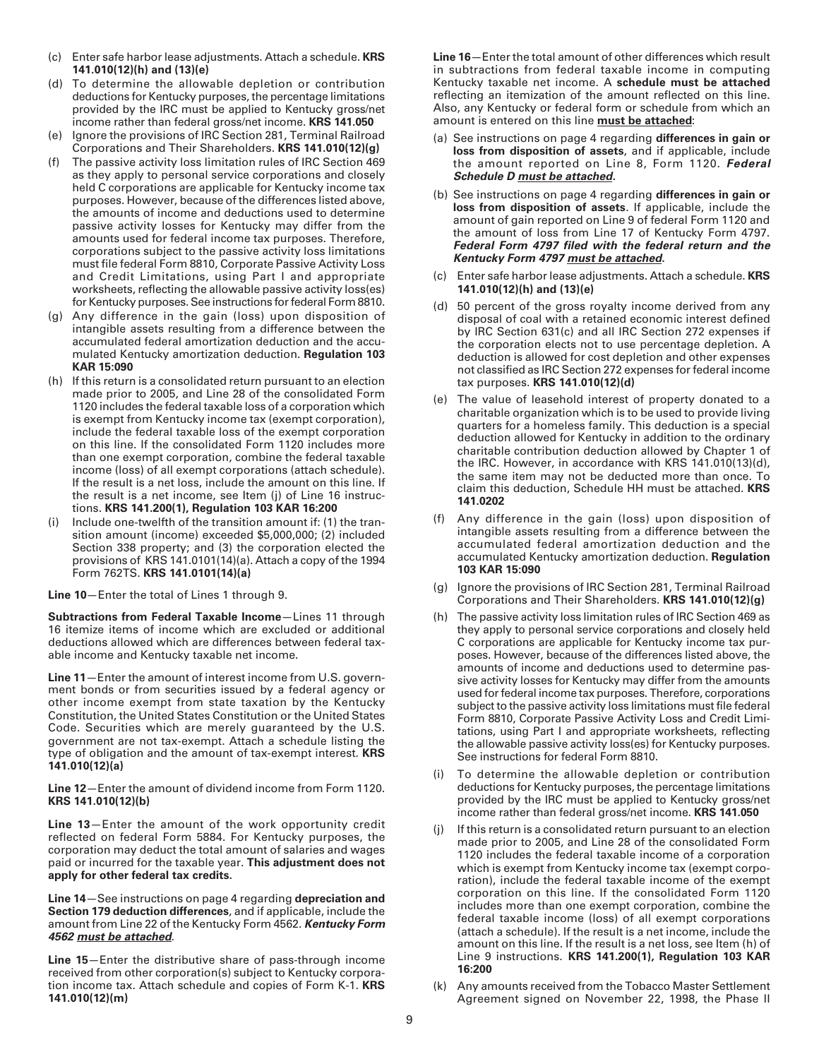(c) Enter safe harbor lease adjustments. Attach a schedule. **KRS 141.010(12)(h) and (13)(e)**

(d) To determine the allowable depletion or contribution deductions for Kentucky purposes, the percentage limitations provided by the IRC must be applied to Kentucky gross/net income rather than federal gross/net income. **KRS 141.050**

(e) Ignore the provisions of IRC Section 281, Terminal Railroad Corporations and Their Shareholders. **KRS 141.010(12)(g)**

(f) The passive activity loss limitation rules of IRC Section 469 as they apply to personal service corporations and closely held C corporations are applicable for Kentucky income tax purposes. However, because of the differences listed above, the amounts of income and deductions used to determine passive activity losses for Kentucky may differ from the amounts used for federal income tax purposes. Therefore, corporations subject to the passive activity loss limitations must file federal Form 8810, Corporate Passive Activity Loss and Credit Limitations, using Part I and appropriate worksheets, reflecting the allowable passive activity loss(es) for Kentucky purposes. See instructions for federal Form 8810.

(g) Any difference in the gain (loss) upon disposition of intangible assets resulting from a difference between the accumulated federal amortization deduction and the accumulated Kentucky amortization deduction. **Regulation 103 KAR 15:090**

(h) If this return is a consolidated return pursuant to an election made prior to 2005, and Line 28 of the consolidated Form 1120 includes the federal taxable loss of a corporation which is exempt from Kentucky income tax (exempt corporation), include the federal taxable loss of the exempt corporation on this line. If the consolidated Form 1120 includes more than one exempt corporation, combine the federal taxable income (loss) of all exempt corporations (attach schedule). If the result is a net loss, include the amount on this line. If the result is a net income, see Item (j) of Line 16 instructions. **KRS 141.200(1), Regulation 103 KAR 16:200**

(i) Include one-twelfth of the transition amount if: (1) the transition amount (income) exceeded $5,000,000; (2) included Section 338 property; and (3) the corporation elected the provisions of KRS 141.0101(14)(a). Attach a copy of the 1994 Form 762TS. **KRS 141.0101(14)(a)**

**Line 10**—Enter the total of Lines 1 through 9.

**Subtractions from Federal Taxable Income**—Lines 11 through 16 itemize items of income which are excluded or additional deductions allowed which are differences between federal taxable income and Kentucky taxable net income.

**Line 11**—Enter the amount of interest income from U.S. government bonds or from securities issued by a federal agency or other income exempt from state taxation by the Kentucky Constitution, the United States Constitution or the United States Code. Securities which are merely guaranteed by the U.S. government are not tax-exempt. Attach a schedule listing the type of obligation and the amount of tax-exempt interest. **KRS 141.010(12)(a)**

**Line 12**—Enter the amount of dividend income from Form 1120. **KRS 141.010(12)(b)**

**Line 13**—Enter the amount of the work opportunity credit reflected on federal Form 5884. For Kentucky purposes, the corporation may deduct the total amount of salaries and wages paid or incurred for the taxable year. **This adjustment does not apply for other federal tax credits.**

**Line 14**—See instructions on page 4 regarding **depreciation and Section 179 deduction differences**, and if applicable, include the amount from Line 22 of the Kentucky Form 4562. ***Kentucky Form 4562 must be attached***.

**Line 15**—Enter the distributive share of pass-through income received from other corporation(s) subject to Kentucky corporation income tax. Attach schedule and copies of Form K-1. **KRS 141.010(12)(m)**

**Line 16**—Enter the total amount of other differences which result in subtractions from federal taxable income in computing Kentucky taxable net income. A **schedule must be attached** reflecting an itemization of the amount reflected on this line. Also, any Kentucky or federal form or schedule from which an amount is entered on this line **must be attached**:

(a) See instructions on page 4 regarding **differences in gain or loss from disposition of assets**, and if applicable, include the amount reported on Line 8, Form 1120. ***Federal Schedule D must be attached***.

(b) See instructions on page 4 regarding **differences in gain or loss from disposition of assets**. If applicable, include the amount of gain reported on Line 9 of federal Form 1120 and the amount of loss from Line 17 of Kentucky Form 4797. ***Federal Form 4797 filed with the federal return and the Kentucky Form 4797 must be attached***.

(c) Enter safe harbor lease adjustments. Attach a schedule. **KRS 141.010(12)(h) and (13)(e)**

(d) 50 percent of the gross royalty income derived from any disposal of coal with a retained economic interest defined by IRC Section 631(c) and all IRC Section 272 expenses if the corporation elects not to use percentage depletion. A deduction is allowed for cost depletion and other expenses not classified as IRC Section 272 expenses for federal income tax purposes. **KRS 141.010(12)(d)**

(e) The value of leasehold interest of property donated to a charitable organization which is to be used to provide living quarters for a homeless family. This deduction is a special deduction allowed for Kentucky in addition to the ordinary charitable contribution deduction allowed by Chapter 1 of the IRC. However, in accordance with KRS 141.010(13)(d), the same item may not be deducted more than once. To claim this deduction, Schedule HH must be attached. **KRS 141.0202**

(f) Any difference in the gain (loss) upon disposition of intangible assets resulting from a difference between the accumulated federal amortization deduction and the accumulated Kentucky amortization deduction. **Regulation 103 KAR 15:090**

(g) Ignore the provisions of IRC Section 281, Terminal Railroad Corporations and Their Shareholders. **KRS 141.010(12)(g)**

(h) The passive activity loss limitation rules of IRC Section 469 as they apply to personal service corporations and closely held C corporations are applicable for Kentucky income tax purposes. However, because of the differences listed above, the amounts of income and deductions used to determine passive activity losses for Kentucky may differ from the amounts used for federal income tax purposes. Therefore, corporations subject to the passive activity loss limitations must file federal Form 8810, Corporate Passive Activity Loss and Credit Limitations, using Part I and appropriate worksheets, reflecting the allowable passive activity loss(es) for Kentucky purposes. See instructions for federal Form 8810.

(i) To determine the allowable depletion or contribution deductions for Kentucky purposes, the percentage limitations provided by the IRC must be applied to Kentucky gross/net income rather than federal gross/net income. **KRS 141.050**

(j) If this return is a consolidated return pursuant to an election made prior to 2005, and Line 28 of the consolidated Form 1120 includes the federal taxable income of a corporation which is exempt from Kentucky income tax (exempt corporation), include the federal taxable income of the exempt corporation on this line. If the consolidated Form 1120 includes more than one exempt corporation, combine the federal taxable income (loss) of all exempt corporations (attach a schedule). If the result is a net income, include the amount on this line. If the result is a net loss, see Item (h) of Line 9 instructions. **KRS 141.200(1), Regulation 103 KAR 16:200**

(k) Any amounts received from the Tobacco Master Settlement Agreement signed on November 22, 1998, the Phase II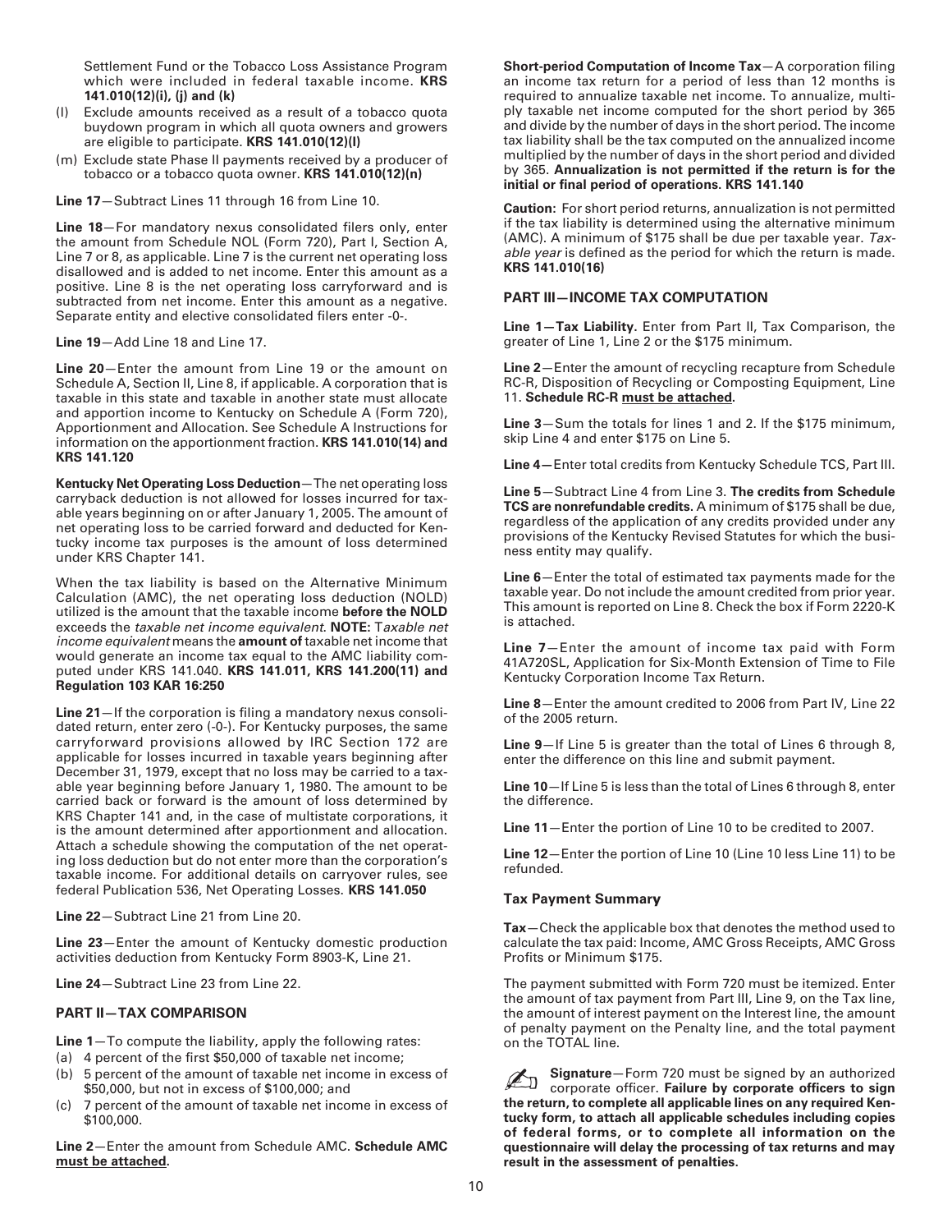Settlement Fund or the Tobacco Loss Assistance Program which were included in federal taxable income. **KRS 141.010(12)(i), (j) and (k)**

(l) Exclude amounts received as a result of a tobacco quota buydown program in which all quota owners and growers are eligible to participate. **KRS 141.010(12)(l)**

(m) Exclude state Phase II payments received by a producer of tobacco or a tobacco quota owner. **KRS 141.010(12)(n)**

**Line 17**—Subtract Lines 11 through 16 from Line 10.

**Line 18**—For mandatory nexus consolidated filers only, enter the amount from Schedule NOL (Form 720), Part I, Section A, Line 7 or 8, as applicable. Line 7 is the current net operating loss disallowed and is added to net income. Enter this amount as a positive. Line 8 is the net operating loss carryforward and is subtracted from net income. Enter this amount as a negative. Separate entity and elective consolidated filers enter -0-.

**Line 19**—Add Line 18 and Line 17.

**Line 20**—Enter the amount from Line 19 or the amount on Schedule A, Section II, Line 8, if applicable. A corporation that is taxable in this state and taxable in another state must allocate and apportion income to Kentucky on Schedule A (Form 720), Apportionment and Allocation. See Schedule A Instructions for information on the apportionment fraction. **KRS 141.010(14) and KRS 141.120**

**Kentucky Net Operating Loss Deduction**—The net operating loss carryback deduction is not allowed for losses incurred for taxable years beginning on or after January 1, 2005. The amount of net operating loss to be carried forward and deducted for Kentucky income tax purposes is the amount of loss determined under KRS Chapter 141.

When the tax liability is based on the Alternative Minimum Calculation (AMC), the net operating loss deduction (NOLD) utilized is the amount that the taxable income **before the NOLD** exceeds the *taxable net income equivalent*. **NOTE:** T*axable net income equivalent* means the **amount of** taxable net income that would generate an income tax equal to the AMC liability computed under KRS 141.040. **KRS 141.011, KRS 141.200(11) and Regulation 103 KAR 16:250**

**Line 21**—If the corporation is filing a mandatory nexus consolidated return, enter zero (-0-). For Kentucky purposes, the same carryforward provisions allowed by IRC Section 172 are applicable for losses incurred in taxable years beginning after December 31, 1979, except that no loss may be carried to a taxable year beginning before January 1, 1980. The amount to be carried back or forward is the amount of loss determined by KRS Chapter 141 and, in the case of multistate corporations, it is the amount determined after apportionment and allocation. Attach a schedule showing the computation of the net operating loss deduction but do not enter more than the corporation's taxable income. For additional details on carryover rules, see federal Publication 536, Net Operating Losses. **KRS 141.050**

**Line 22**—Subtract Line 21 from Line 20.

**Line 23**—Enter the amount of Kentucky domestic production activities deduction from Kentucky Form 8903-K, Line 21.

**Line 24**—Subtract Line 23 from Line 22.

## PART II—TAX COMPARISON

**Line 1**—To compute the liability, apply the following rates:

(a) 4 percent of the first $50,000 of taxable net income;
(b) 5 percent of the amount of taxable net income in excess of $50,000, but not in excess of $100,000; and
(c) 7 percent of the amount of taxable net income in excess of $100,000.

**Line 2**—Enter the amount from Schedule AMC. **Schedule AMC must be attached.**

**Short-period Computation of Income Tax**—A corporation filing an income tax return for a period of less than 12 months is required to annualize taxable net income. To annualize, multiply taxable net income computed for the short period by 365 and divide by the number of days in the short period. The income tax liability shall be the tax computed on the annualized income multiplied by the number of days in the short period and divided by 365. **Annualization is not permitted if the return is for the initial or final period of operations. KRS 141.140**

**Caution:** For short period returns, annualization is not permitted if the tax liability is determined using the alternative minimum (AMC). A minimum of $175 shall be due per taxable year. *Taxable year* is defined as the period for which the return is made. **KRS 141.010(16)**

## PART III—INCOME TAX COMPUTATION

**Line 1—Tax Liability.** Enter from Part II, Tax Comparison, the greater of Line 1, Line 2 or the $175 minimum.

**Line 2**—Enter the amount of recycling recapture from Schedule RC-R, Disposition of Recycling or Composting Equipment, Line 11. **Schedule RC-R must be attached.**

**Line 3**—Sum the totals for lines 1 and 2. If the $175 minimum, skip Line 4 and enter $175 on Line 5.

**Line 4—**Enter total credits from Kentucky Schedule TCS, Part III.

**Line 5**—Subtract Line 4 from Line 3. **The credits from Schedule TCS are nonrefundable credits.** A minimum of $175 shall be due, regardless of the application of any credits provided under any provisions of the Kentucky Revised Statutes for which the business entity may qualify.

**Line 6**—Enter the total of estimated tax payments made for the taxable year. Do not include the amount credited from prior year. This amount is reported on Line 8. Check the box if Form 2220-K is attached.

**Line 7**—Enter the amount of income tax paid with Form 41A720SL, Application for Six-Month Extension of Time to File Kentucky Corporation Income Tax Return.

**Line 8**—Enter the amount credited to 2006 from Part IV, Line 22 of the 2005 return.

**Line 9**—If Line 5 is greater than the total of Lines 6 through 8, enter the difference on this line and submit payment.

**Line 10**—If Line 5 is less than the total of Lines 6 through 8, enter the difference.

**Line 11**—Enter the portion of Line 10 to be credited to 2007.

**Line 12**—Enter the portion of Line 10 (Line 10 less Line 11) to be refunded.

### Tax Payment Summary

**Tax**—Check the applicable box that denotes the method used to calculate the tax paid: Income, AMC Gross Receipts, AMC Gross Profits or Minimum $175.

The payment submitted with Form 720 must be itemized. Enter the amount of tax payment from Part III, Line 9, on the Tax line, the amount of interest payment on the Interest line, the amount of penalty payment on the Penalty line, and the total payment on the TOTAL line.

**Signature**—Form 720 must be signed by an authorized corporate officer. **Failure by corporate officers to sign the return, to complete all applicable lines on any required Kentucky form, to attach all applicable schedules including copies of federal forms, or to complete all information on the questionnaire will delay the processing of tax returns and may result in the assessment of penalties.**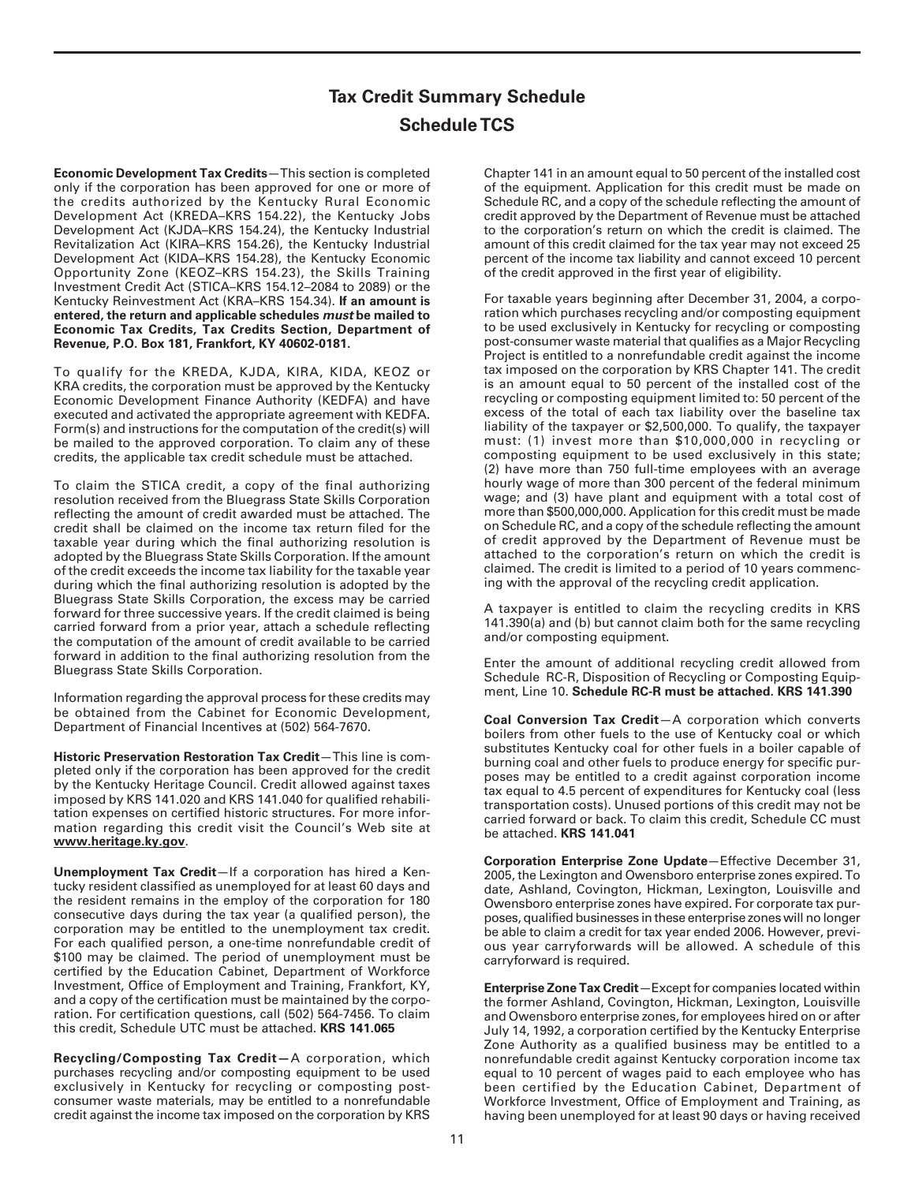# Tax Credit Summary Schedule

## Schedule TCS

**Economic Development Tax Credits**—This section is completed only if the corporation has been approved for one or more of the credits authorized by the Kentucky Rural Economic Development Act (KREDA–KRS 154.22), the Kentucky Jobs Development Act (KJDA–KRS 154.24), the Kentucky Industrial Revitalization Act (KIRA–KRS 154.26), the Kentucky Industrial Development Act (KIDA–KRS 154.28), the Kentucky Economic Opportunity Zone (KEOZ–KRS 154.23), the Skills Training Investment Credit Act (STICA–KRS 154.12–2084 to 2089) or the Kentucky Reinvestment Act (KRA–KRS 154.34). **If an amount is entered, the return and applicable schedules *must* be mailed to Economic Tax Credits, Tax Credits Section, Department of Revenue, P.O. Box 181, Frankfort, KY 40602-0181.**

To qualify for the KREDA, KJDA, KIRA, KIDA, KEOZ or KRA credits, the corporation must be approved by the Kentucky Economic Development Finance Authority (KEDFA) and have executed and activated the appropriate agreement with KEDFA. Form(s) and instructions for the computation of the credit(s) will be mailed to the approved corporation. To claim any of these credits, the applicable tax credit schedule must be attached.

To claim the STICA credit, a copy of the final authorizing resolution received from the Bluegrass State Skills Corporation reflecting the amount of credit awarded must be attached. The credit shall be claimed on the income tax return filed for the taxable year during which the final authorizing resolution is adopted by the Bluegrass State Skills Corporation. If the amount of the credit exceeds the income tax liability for the taxable year during which the final authorizing resolution is adopted by the Bluegrass State Skills Corporation, the excess may be carried forward for three successive years. If the credit claimed is being carried forward from a prior year, attach a schedule reflecting the computation of the amount of credit available to be carried forward in addition to the final authorizing resolution from the Bluegrass State Skills Corporation.

Information regarding the approval process for these credits may be obtained from the Cabinet for Economic Development, Department of Financial Incentives at (502) 564-7670.

**Historic Preservation Restoration Tax Credit**—This line is completed only if the corporation has been approved for the credit by the Kentucky Heritage Council. Credit allowed against taxes imposed by KRS 141.020 and KRS 141.040 for qualified rehabilitation expenses on certified historic structures. For more information regarding this credit visit the Council's Web site at **www.heritage.ky.gov**.

**Unemployment Tax Credit**—If a corporation has hired a Kentucky resident classified as unemployed for at least 60 days and the resident remains in the employ of the corporation for 180 consecutive days during the tax year (a qualified person), the corporation may be entitled to the unemployment tax credit. For each qualified person, a one-time nonrefundable credit of $100 may be claimed. The period of unemployment must be certified by the Education Cabinet, Department of Workforce Investment, Office of Employment and Training, Frankfort, KY, and a copy of the certification must be maintained by the corporation. For certification questions, call (502) 564-7456. To claim this credit, Schedule UTC must be attached. **KRS 141.065**

**Recycling/Composting Tax Credit**—A corporation, which purchases recycling and/or composting equipment to be used exclusively in Kentucky for recycling or composting post-consumer waste materials, may be entitled to a nonrefundable credit against the income tax imposed on the corporation by KRS Chapter 141 in an amount equal to 50 percent of the installed cost of the equipment. Application for this credit must be made on Schedule RC, and a copy of the schedule reflecting the amount of credit approved by the Department of Revenue must be attached to the corporation's return on which the credit is claimed. The amount of this credit claimed for the tax year may not exceed 25 percent of the income tax liability and cannot exceed 10 percent of the credit approved in the first year of eligibility.

For taxable years beginning after December 31, 2004, a corporation which purchases recycling and/or composting equipment to be used exclusively in Kentucky for recycling or composting post-consumer waste material that qualifies as a Major Recycling Project is entitled to a nonrefundable credit against the income tax imposed on the corporation by KRS Chapter 141. The credit is an amount equal to 50 percent of the installed cost of the recycling or composting equipment limited to: 50 percent of the excess of the total of each tax liability over the baseline tax liability of the taxpayer or $2,500,000. To qualify, the taxpayer must: (1) invest more than $10,000,000 in recycling or composting equipment to be used exclusively in this state; (2) have more than 750 full-time employees with an average hourly wage of more than 300 percent of the federal minimum wage; and (3) have plant and equipment with a total cost of more than $500,000,000. Application for this credit must be made on Schedule RC, and a copy of the schedule reflecting the amount of credit approved by the Department of Revenue must be attached to the corporation's return on which the credit is claimed. The credit is limited to a period of 10 years commencing with the approval of the recycling credit application.

A taxpayer is entitled to claim the recycling credits in KRS 141.390(a) and (b) but cannot claim both for the same recycling and/or composting equipment.

Enter the amount of additional recycling credit allowed from Schedule RC-R, Disposition of Recycling or Composting Equipment, Line 10. **Schedule RC-R must be attached. KRS 141.390**

**Coal Conversion Tax Credit**—A corporation which converts boilers from other fuels to the use of Kentucky coal or which substitutes Kentucky coal for other fuels in a boiler capable of burning coal and other fuels to produce energy for specific purposes may be entitled to a credit against corporation income tax equal to 4.5 percent of expenditures for Kentucky coal (less transportation costs). Unused portions of this credit may not be carried forward or back. To claim this credit, Schedule CC must be attached. **KRS 141.041**

**Corporation Enterprise Zone Update**—Effective December 31, 2005, the Lexington and Owensboro enterprise zones expired. To date, Ashland, Covington, Hickman, Lexington, Louisville and Owensboro enterprise zones have expired. For corporate tax purposes, qualified businesses in these enterprise zones will no longer be able to claim a credit for tax year ended 2006. However, previous year carryforwards will be allowed. A schedule of this carryforward is required.

**Enterprise Zone Tax Credit**—Except for companies located within the former Ashland, Covington, Hickman, Lexington, Louisville and Owensboro enterprise zones, for employees hired on or after July 14, 1992, a corporation certified by the Kentucky Enterprise Zone Authority as a qualified business may be entitled to a nonrefundable credit against Kentucky corporation income tax equal to 10 percent of wages paid to each employee who has been certified by the Education Cabinet, Department of Workforce Investment, Office of Employment and Training, as having been unemployed for at least 90 days or having received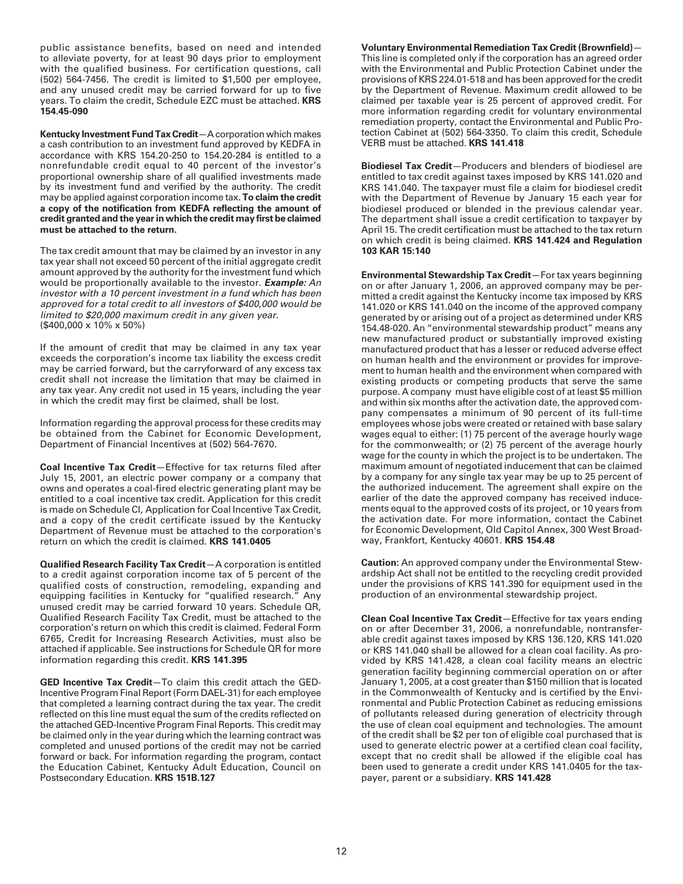public assistance benefits, based on need and intended to alleviate poverty, for at least 90 days prior to employment with the qualified business. For certification questions, call (502) 564-7456. The credit is limited to $1,500 per employee, and any unused credit may be carried forward for up to five years. To claim the credit, Schedule EZC must be attached. **KRS 154.45-090**

**Kentucky Investment Fund Tax Credit**—A corporation which makes a cash contribution to an investment fund approved by KEDFA in accordance with KRS 154.20-250 to 154.20-284 is entitled to a nonrefundable credit equal to 40 percent of the investor's proportional ownership share of all qualified investments made by its investment fund and verified by the authority. The credit may be applied against corporation income tax. **To claim the credit a copy of the notification from KEDFA reflecting the amount of credit granted and the year in which the credit may first be claimed must be attached to the return.**

The tax credit amount that may be claimed by an investor in any tax year shall not exceed 50 percent of the initial aggregate credit amount approved by the authority for the investment fund which would be proportionally available to the investor. ***Example:*** *An investor with a 10 percent investment in a fund which has been approved for a total credit to all investors of $400,000 would be limited to $20,000 maximum credit in any given year.* ($400,000 x 10% x 50%)

If the amount of credit that may be claimed in any tax year exceeds the corporation's income tax liability the excess credit may be carried forward, but the carryforward of any excess tax credit shall not increase the limitation that may be claimed in any tax year. Any credit not used in 15 years, including the year in which the credit may first be claimed, shall be lost.

Information regarding the approval process for these credits may be obtained from the Cabinet for Economic Development, Department of Financial Incentives at (502) 564-7670.

**Coal Incentive Tax Credit**—Effective for tax returns filed after July 15, 2001, an electric power company or a company that owns and operates a coal-fired electric generating plant may be entitled to a coal incentive tax credit. Application for this credit is made on Schedule CI, Application for Coal Incentive Tax Credit, and a copy of the credit certificate issued by the Kentucky Department of Revenue must be attached to the corporation's return on which the credit is claimed. **KRS 141.0405**

**Qualified Research Facility Tax Credit**—A corporation is entitled to a credit against corporation income tax of 5 percent of the qualified costs of construction, remodeling, expanding and equipping facilities in Kentucky for "qualified research." Any unused credit may be carried forward 10 years. Schedule QR, Qualified Research Facility Tax Credit, must be attached to the corporation's return on which this credit is claimed. Federal Form 6765, Credit for Increasing Research Activities, must also be attached if applicable. See instructions for Schedule QR for more information regarding this credit. **KRS 141.395**

**GED Incentive Tax Credit**—To claim this credit attach the GED-Incentive Program Final Report (Form DAEL-31) for each employee that completed a learning contract during the tax year. The credit reflected on this line must equal the sum of the credits reflected on the attached GED-Incentive Program Final Reports. This credit may be claimed only in the year during which the learning contract was completed and unused portions of the credit may not be carried forward or back. For information regarding the program, contact the Education Cabinet, Kentucky Adult Education, Council on Postsecondary Education. **KRS 151B.127**

**Voluntary Environmental Remediation Tax Credit (Brownfield)**—This line is completed only if the corporation has an agreed order with the Environmental and Public Protection Cabinet under the provisions of KRS 224.01-518 and has been approved for the credit by the Department of Revenue. Maximum credit allowed to be claimed per taxable year is 25 percent of approved credit. For more information regarding credit for voluntary environmental remediation property, contact the Environmental and Public Protection Cabinet at (502) 564-3350. To claim this credit, Schedule VERB must be attached. **KRS 141.418**

**Biodiesel Tax Credit**—Producers and blenders of biodiesel are entitled to tax credit against taxes imposed by KRS 141.020 and KRS 141.040. The taxpayer must file a claim for biodiesel credit with the Department of Revenue by January 15 each year for biodiesel produced or blended in the previous calendar year. The department shall issue a credit certification to taxpayer by April 15. The credit certification must be attached to the tax return on which credit is being claimed. **KRS 141.424 and Regulation 103 KAR 15:140**

**Environmental Stewardship Tax Credit**—For tax years beginning on or after January 1, 2006, an approved company may be permitted a credit against the Kentucky income tax imposed by KRS 141.020 or KRS 141.040 on the income of the approved company generated by or arising out of a project as determined under KRS 154.48-020. An "environmental stewardship product" means any new manufactured product or substantially improved existing manufactured product that has a lesser or reduced adverse effect on human health and the environment or provides for improvement to human health and the environment when compared with existing products or competing products that serve the same purpose. A company must have eligible cost of at least $5 million and within six months after the activation date, the approved company compensates a minimum of 90 percent of its full-time employees whose jobs were created or retained with base salary wages equal to either: (1) 75 percent of the average hourly wage for the commonwealth; or (2) 75 percent of the average hourly wage for the county in which the project is to be undertaken. The maximum amount of negotiated inducement that can be claimed by a company for any single tax year may be up to 25 percent of the authorized inducement. The agreement shall expire on the earlier of the date the approved company has received inducements equal to the approved costs of its project, or 10 years from the activation date. For more information, contact the Cabinet for Economic Development, Old Capitol Annex, 300 West Broadway, Frankfort, Kentucky 40601. **KRS 154.48**

**Caution:** An approved company under the Environmental Stewardship Act shall not be entitled to the recycling credit provided under the provisions of KRS 141.390 for equipment used in the production of an environmental stewardship project.

**Clean Coal Incentive Tax Credit**—Effective for tax years ending on or after December 31, 2006, a nonrefundable, nontransferable credit against taxes imposed by KRS 136.120, KRS 141.020 or KRS 141.040 shall be allowed for a clean coal facility. As provided by KRS 141.428, a clean coal facility means an electric generation facility beginning commercial operation on or after January 1, 2005, at a cost greater than $150 million that is located in the Commonwealth of Kentucky and is certified by the Environmental and Public Protection Cabinet as reducing emissions of pollutants released during generation of electricity through the use of clean coal equipment and technologies. The amount of the credit shall be $2 per ton of eligible coal purchased that is used to generate electric power at a certified clean coal facility, except that no credit shall be allowed if the eligible coal has been used to generate a credit under KRS 141.0405 for the taxpayer, parent or a subsidiary. **KRS 141.428**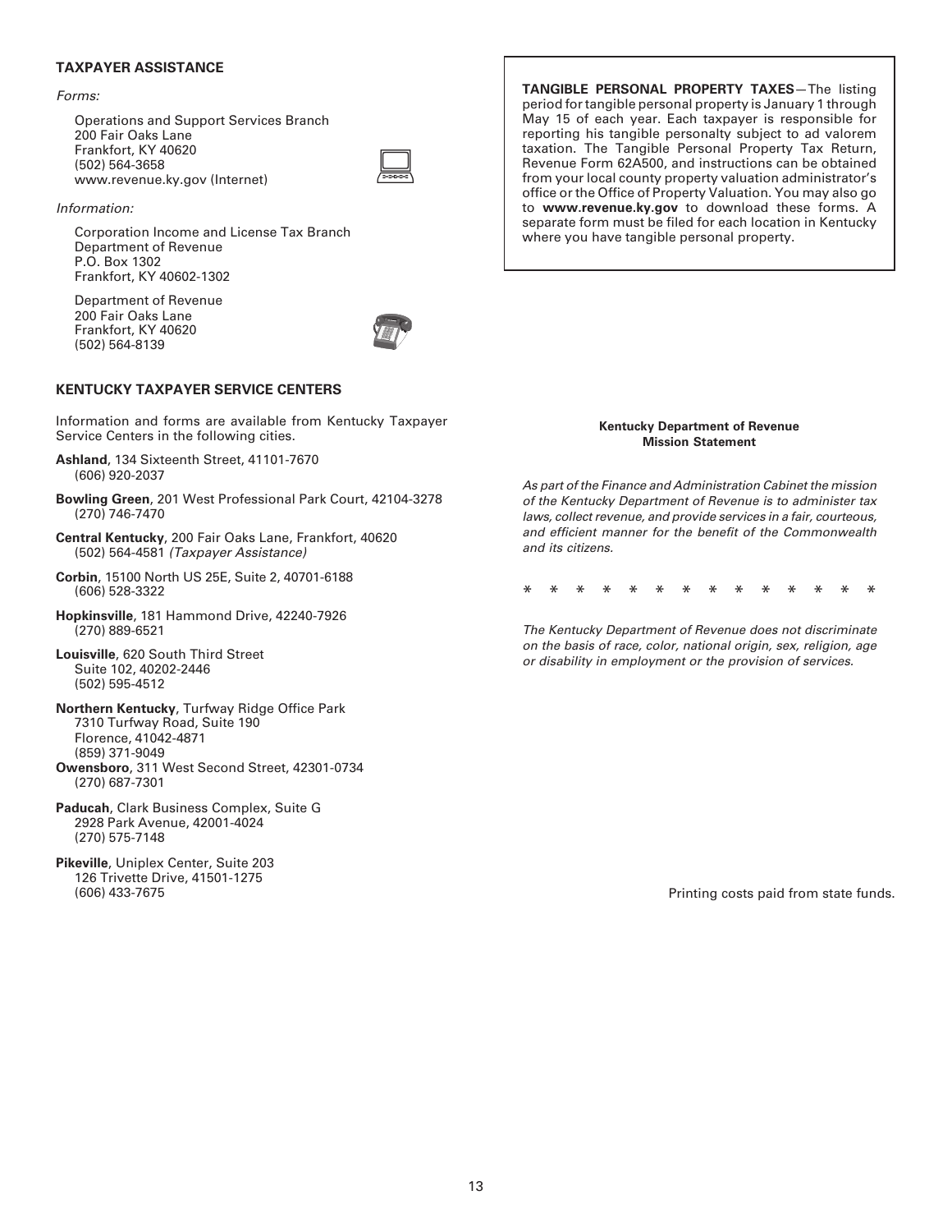## TAXPAYER ASSISTANCE

*Forms:*

Operations and Support Services Branch
200 Fair Oaks Lane
Frankfort, KY 40620
(502) 564-3658
www.revenue.ky.gov (Internet)

*Information:*

Corporation Income and License Tax Branch
Department of Revenue
P.O. Box 1302
Frankfort, KY 40602-1302

Department of Revenue
200 Fair Oaks Lane
Frankfort, KY 40620
(502) 564-8139

## KENTUCKY TAXPAYER SERVICE CENTERS

Information and forms are available from Kentucky Taxpayer Service Centers in the following cities.

**Ashland**, 134 Sixteenth Street, 41101-7670
(606) 920-2037

**Bowling Green**, 201 West Professional Park Court, 42104-3278
(270) 746-7470

**Central Kentucky**, 200 Fair Oaks Lane, Frankfort, 40620
(502) 564-4581 *(Taxpayer Assistance)*

**Corbin**, 15100 North US 25E, Suite 2, 40701-6188
(606) 528-3322

**Hopkinsville**, 181 Hammond Drive, 42240-7926
(270) 889-6521

**Louisville**, 620 South Third Street
Suite 102, 40202-2446
(502) 595-4512

**Northern Kentucky**, Turfway Ridge Office Park
7310 Turfway Road, Suite 190
Florence, 41042-4871
(859) 371-9049

**Owensboro**, 311 West Second Street, 42301-0734
(270) 687-7301

**Paducah**, Clark Business Complex, Suite G
2928 Park Avenue, 42001-4024
(270) 575-7148

**Pikeville**, Uniplex Center, Suite 203
126 Trivette Drive, 41501-1275
(606) 433-7675

**TANGIBLE PERSONAL PROPERTY TAXES**—The listing period for tangible personal property is January 1 through May 15 of each year. Each taxpayer is responsible for reporting his tangible personalty subject to ad valorem taxation. The Tangible Personal Property Tax Return, Revenue Form 62A500, and instructions can be obtained from your local county property valuation administrator's office or the Office of Property Valuation. You may also go to **www.revenue.ky.gov** to download these forms. A separate form must be filed for each location in Kentucky where you have tangible personal property.

**Kentucky Department of Revenue**
**Mission Statement**

*As part of the Finance and Administration Cabinet the mission of the Kentucky Department of Revenue is to administer tax laws, collect revenue, and provide services in a fair, courteous, and efficient manner for the benefit of the Commonwealth and its citizens.*

* * * * * * * * * * * * * *

*The Kentucky Department of Revenue does not discriminate on the basis of race, color, national origin, sex, religion, age or disability in employment or the provision of services.*

Printing costs paid from state funds.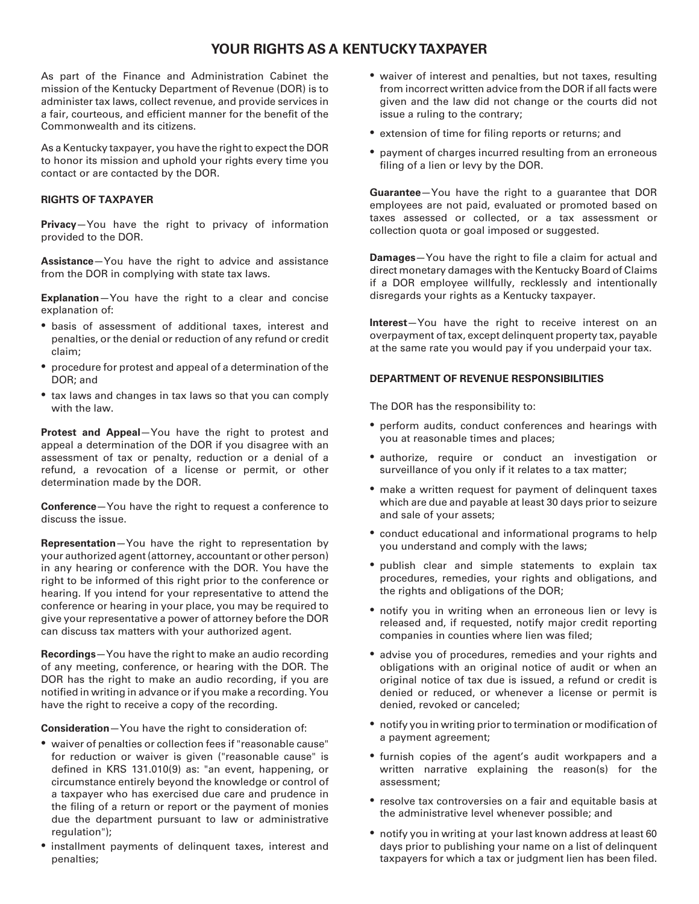# YOUR RIGHTS AS A KENTUCKY TAXPAYER

As part of the Finance and Administration Cabinet the mission of the Kentucky Department of Revenue (DOR) is to administer tax laws, collect revenue, and provide services in a fair, courteous, and efficient manner for the benefit of the Commonwealth and its citizens.

As a Kentucky taxpayer, you have the right to expect the DOR to honor its mission and uphold your rights every time you contact or are contacted by the DOR.

## RIGHTS OF TAXPAYER

**Privacy**—You have the right to privacy of information provided to the DOR.

**Assistance**—You have the right to advice and assistance from the DOR in complying with state tax laws.

**Explanation**—You have the right to a clear and concise explanation of:

- basis of assessment of additional taxes, interest and penalties, or the denial or reduction of any refund or credit claim;
- procedure for protest and appeal of a determination of the DOR; and
- tax laws and changes in tax laws so that you can comply with the law.

**Protest and Appeal**—You have the right to protest and appeal a determination of the DOR if you disagree with an assessment of tax or penalty, reduction or a denial of a refund, a revocation of a license or permit, or other determination made by the DOR.

**Conference**—You have the right to request a conference to discuss the issue.

**Representation**—You have the right to representation by your authorized agent (attorney, accountant or other person) in any hearing or conference with the DOR. You have the right to be informed of this right prior to the conference or hearing. If you intend for your representative to attend the conference or hearing in your place, you may be required to give your representative a power of attorney before the DOR can discuss tax matters with your authorized agent.

**Recordings**—You have the right to make an audio recording of any meeting, conference, or hearing with the DOR. The DOR has the right to make an audio recording, if you are notified in writing in advance or if you make a recording. You have the right to receive a copy of the recording.

**Consideration**—You have the right to consideration of:

- waiver of penalties or collection fees if "reasonable cause" for reduction or waiver is given ("reasonable cause" is defined in KRS 131.010(9) as: "an event, happening, or circumstance entirely beyond the knowledge or control of a taxpayer who has exercised due care and prudence in the filing of a return or report or the payment of monies due the department pursuant to law or administrative regulation");
- installment payments of delinquent taxes, interest and penalties;
- waiver of interest and penalties, but not taxes, resulting from incorrect written advice from the DOR if all facts were given and the law did not change or the courts did not issue a ruling to the contrary;
- extension of time for filing reports or returns; and
- payment of charges incurred resulting from an erroneous filing of a lien or levy by the DOR.

**Guarantee**—You have the right to a guarantee that DOR employees are not paid, evaluated or promoted based on taxes assessed or collected, or a tax assessment or collection quota or goal imposed or suggested.

**Damages**—You have the right to file a claim for actual and direct monetary damages with the Kentucky Board of Claims if a DOR employee willfully, recklessly and intentionally disregards your rights as a Kentucky taxpayer.

**Interest**—You have the right to receive interest on an overpayment of tax, except delinquent property tax, payable at the same rate you would pay if you underpaid your tax.

## DEPARTMENT OF REVENUE RESPONSIBILITIES

The DOR has the responsibility to:

- perform audits, conduct conferences and hearings with you at reasonable times and places;
- authorize, require or conduct an investigation or surveillance of you only if it relates to a tax matter;
- make a written request for payment of delinquent taxes which are due and payable at least 30 days prior to seizure and sale of your assets;
- conduct educational and informational programs to help you understand and comply with the laws;
- publish clear and simple statements to explain tax procedures, remedies, your rights and obligations, and the rights and obligations of the DOR;
- notify you in writing when an erroneous lien or levy is released and, if requested, notify major credit reporting companies in counties where lien was filed;
- advise you of procedures, remedies and your rights and obligations with an original notice of audit or when an original notice of tax due is issued, a refund or credit is denied or reduced, or whenever a license or permit is denied, revoked or canceled;
- notify you in writing prior to termination or modification of a payment agreement;
- furnish copies of the agent's audit workpapers and a written narrative explaining the reason(s) for the assessment;
- resolve tax controversies on a fair and equitable basis at the administrative level whenever possible; and
- notify you in writing at your last known address at least 60 days prior to publishing your name on a list of delinquent taxpayers for which a tax or judgment lien has been filed.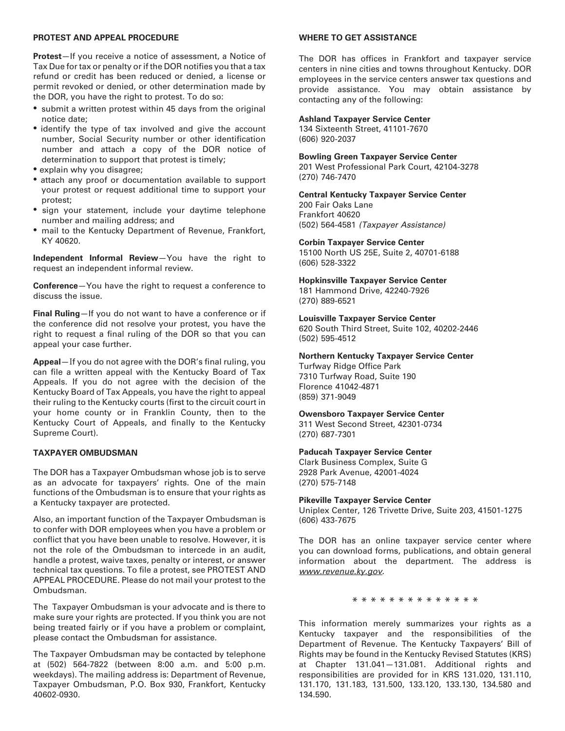## PROTEST AND APPEAL PROCEDURE

**Protest**—If you receive a notice of assessment, a Notice of Tax Due for tax or penalty or if the DOR notifies you that a tax refund or credit has been reduced or denied, a license or permit revoked or denied, or other determination made by the DOR, you have the right to protest. To do so:

- submit a written protest within 45 days from the original notice date;
- identify the type of tax involved and give the account number, Social Security number or other identification number and attach a copy of the DOR notice of determination to support that protest is timely;
- explain why you disagree;
- attach any proof or documentation available to support your protest or request additional time to support your protest;
- sign your statement, include your daytime telephone number and mailing address; and
- mail to the Kentucky Department of Revenue, Frankfort, KY 40620.

**Independent Informal Review**—You have the right to request an independent informal review.

**Conference**—You have the right to request a conference to discuss the issue.

**Final Ruling**—If you do not want to have a conference or if the conference did not resolve your protest, you have the right to request a final ruling of the DOR so that you can appeal your case further.

**Appeal**—If you do not agree with the DOR's final ruling, you can file a written appeal with the Kentucky Board of Tax Appeals. If you do not agree with the decision of the Kentucky Board of Tax Appeals, you have the right to appeal their ruling to the Kentucky courts (first to the circuit court in your home county or in Franklin County, then to the Kentucky Court of Appeals, and finally to the Kentucky Supreme Court).

## TAXPAYER OMBUDSMAN

The DOR has a Taxpayer Ombudsman whose job is to serve as an advocate for taxpayers' rights. One of the main functions of the Ombudsman is to ensure that your rights as a Kentucky taxpayer are protected.

Also, an important function of the Taxpayer Ombudsman is to confer with DOR employees when you have a problem or conflict that you have been unable to resolve. However, it is not the role of the Ombudsman to intercede in an audit, handle a protest, waive taxes, penalty or interest, or answer technical tax questions. To file a protest, see PROTEST AND APPEAL PROCEDURE. Please do not mail your protest to the Ombudsman.

The Taxpayer Ombudsman is your advocate and is there to make sure your rights are protected. If you think you are not being treated fairly or if you have a problem or complaint, please contact the Ombudsman for assistance.

The Taxpayer Ombudsman may be contacted by telephone at (502) 564-7822 (between 8:00 a.m. and 5:00 p.m. weekdays). The mailing address is: Department of Revenue, Taxpayer Ombudsman, P.O. Box 930, Frankfort, Kentucky 40602-0930.

## WHERE TO GET ASSISTANCE

The DOR has offices in Frankfort and taxpayer service centers in nine cities and towns throughout Kentucky. DOR employees in the service centers answer tax questions and provide assistance. You may obtain assistance by contacting any of the following:

**Ashland Taxpayer Service Center**
134 Sixteenth Street, 41101-7670
(606) 920-2037

**Bowling Green Taxpayer Service Center**
201 West Professional Park Court, 42104-3278
(270) 746-7470

**Central Kentucky Taxpayer Service Center**
200 Fair Oaks Lane
Frankfort 40620
(502) 564-4581 *(Taxpayer Assistance)*

**Corbin Taxpayer Service Center**
15100 North US 25E, Suite 2, 40701-6188
(606) 528-3322

**Hopkinsville Taxpayer Service Center**
181 Hammond Drive, 42240-7926
(270) 889-6521

**Louisville Taxpayer Service Center**
620 South Third Street, Suite 102, 40202-2446
(502) 595-4512

**Northern Kentucky Taxpayer Service Center**
Turfway Ridge Office Park
7310 Turfway Road, Suite 190
Florence 41042-4871
(859) 371-9049

**Owensboro Taxpayer Service Center**
311 West Second Street, 42301-0734
(270) 687-7301

**Paducah Taxpayer Service Center**
Clark Business Complex, Suite G
2928 Park Avenue, 42001-4024
(270) 575-7148

**Pikeville Taxpayer Service Center**
Uniplex Center, 126 Trivette Drive, Suite 203, 41501-1275
(606) 433-7675

The DOR has an online taxpayer service center where you can download forms, publications, and obtain general information about the department. The address is www.revenue.ky.gov.

* * * * * * * * * * * * * *

This information merely summarizes your rights as a Kentucky taxpayer and the responsibilities of the Department of Revenue. The Kentucky Taxpayers' Bill of Rights may be found in the Kentucky Revised Statutes (KRS) at Chapter 131.041—131.081. Additional rights and responsibilities are provided for in KRS 131.020, 131.110, 131.170, 131.183, 131.500, 133.120, 133.130, 134.580 and 134.590.